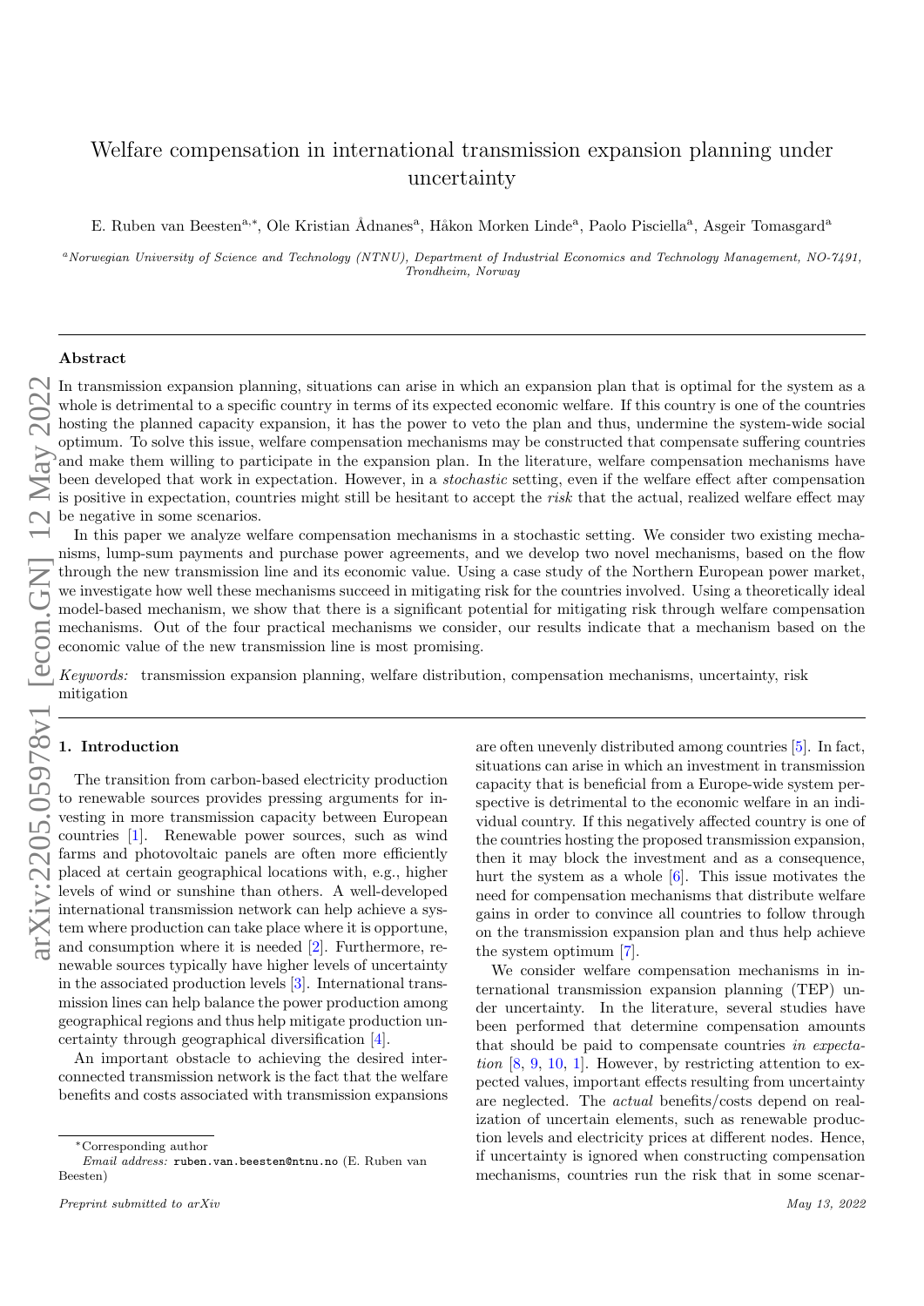# Welfare compensation in international transmission expansion planning under uncertainty

E. Ruben van Beesten[a,*], Ole Kristian Ådnanes[a], Håkon Morken Linde[a], Paolo Pisciella[a], Asgeir Tomasgard[a]

[a] *Norwegian University of Science and Technology (NTNU), Department of Industrial Economics and Technology Management, NO-7491, Trondheim, Norway*

---

## Abstract

In transmission expansion planning, situations can arise in which an expansion plan that is optimal for the system as a whole is detrimental to a specific country in terms of its expected economic welfare. If this country is one of the countries hosting the planned capacity expansion, it has the power to veto the plan and thus, undermine the system-wide social optimum. To solve this issue, welfare compensation mechanisms may be constructed that compensate suffering countries and make them willing to participate in the expansion plan. In the literature, welfare compensation mechanisms have been developed that work in expectation. However, in a *stochastic* setting, even if the welfare effect after compensation is positive in expectation, countries might still be hesitant to accept the *risk* that the actual, realized welfare effect may be negative in some scenarios.

In this paper we analyze welfare compensation mechanisms in a stochastic setting. We consider two existing mechanisms, lump-sum payments and purchase power agreements, and we develop two novel mechanisms, based on the flow through the new transmission line and its economic value. Using a case study of the Northern European power market, we investigate how well these mechanisms succeed in mitigating risk for the countries involved. Using a theoretically ideal model-based mechanism, we show that there is a significant potential for mitigating risk through welfare compensation mechanisms. Out of the four practical mechanisms we consider, our results indicate that a mechanism based on the economic value of the new transmission line is most promising.

*Keywords:* transmission expansion planning, welfare distribution, compensation mechanisms, uncertainty, risk mitigation

---

## 1. Introduction

The transition from carbon-based electricity production to renewable sources provides pressing arguments for investing in more transmission capacity between European countries [1]. Renewable power sources, such as wind farms and photovoltaic panels are often more efficiently placed at certain geographical locations with, e.g., higher levels of wind or sunshine than others. A well-developed international transmission network can help achieve a system where production can take place where it is opportune, and consumption where it is needed [2]. Furthermore, renewable sources typically have higher levels of uncertainty in the associated production levels [3]. International transmission lines can help balance the power production among geographical regions and thus help mitigate production uncertainty through geographical diversification [4].

An important obstacle to achieving the desired interconnected transmission network is the fact that the welfare benefits and costs associated with transmission expansions are often unevenly distributed among countries [5]. In fact, situations can arise in which an investment in transmission capacity that is beneficial from a Europe-wide system perspective is detrimental to the economic welfare in an individual country. If this negatively affected country is one of the countries hosting the proposed transmission expansion, then it may block the investment and as a consequence, hurt the system as a whole [6]. This issue motivates the need for compensation mechanisms that distribute welfare gains in order to convince all countries to follow through on the transmission expansion plan and thus help achieve the system optimum [7].

We consider welfare compensation mechanisms in international transmission expansion planning (TEP) under uncertainty. In the literature, several studies have been performed that determine compensation amounts that should be paid to compensate countries *in expectation* [8, 9, 10, 1]. However, by restricting attention to expected values, important effects resulting from uncertainty are neglected. The *actual* benefits/costs depend on realization of uncertain elements, such as renewable production levels and electricity prices at different nodes. Hence, if uncertainty is ignored when constructing compensation mechanisms, countries run the risk that in some scenar-

*Corresponding author
*Email address:* ruben.van.beesten@ntnu.no (E. Ruben van Beesten)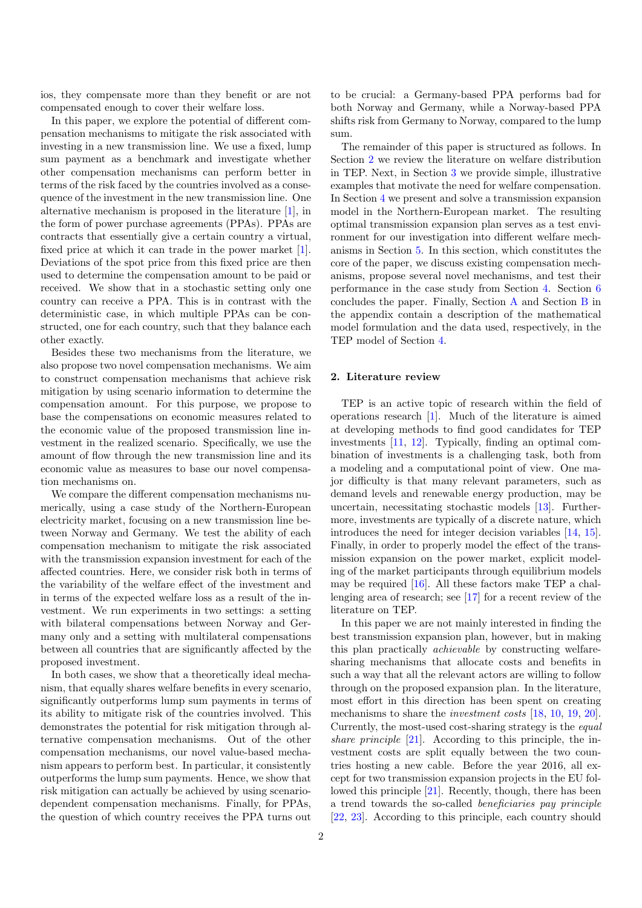ios, they compensate more than they benefit or are not compensated enough to cover their welfare loss.

In this paper, we explore the potential of different compensation mechanisms to mitigate the risk associated with investing in a new transmission line. We use a fixed, lump sum payment as a benchmark and investigate whether other compensation mechanisms can perform better in terms of the risk faced by the countries involved as a consequence of the investment in the new transmission line. One alternative mechanism is proposed in the literature [1], in the form of power purchase agreements (PPAs). PPAs are contracts that essentially give a certain country a virtual, fixed price at which it can trade in the power market [1]. Deviations of the spot price from this fixed price are then used to determine the compensation amount to be paid or received. We show that in a stochastic setting only one country can receive a PPA. This is in contrast with the deterministic case, in which multiple PPAs can be constructed, one for each country, such that they balance each other exactly.

Besides these two mechanisms from the literature, we also propose two novel compensation mechanisms. We aim to construct compensation mechanisms that achieve risk mitigation by using scenario information to determine the compensation amount. For this purpose, we propose to base the compensations on economic measures related to the economic value of the proposed transmission line investment in the realized scenario. Specifically, we use the amount of flow through the new transmission line and its economic value as measures to base our novel compensation mechanisms on.

We compare the different compensation mechanisms numerically, using a case study of the Northern-European electricity market, focusing on a new transmission line between Norway and Germany. We test the ability of each compensation mechanism to mitigate the risk associated with the transmission expansion investment for each of the affected countries. Here, we consider risk both in terms of the variability of the welfare effect of the investment and in terms of the expected welfare loss as a result of the investment. We run experiments in two settings: a setting with bilateral compensations between Norway and Germany only and a setting with multilateral compensations between all countries that are significantly affected by the proposed investment.

In both cases, we show that a theoretically ideal mechanism, that equally shares welfare benefits in every scenario, significantly outperforms lump sum payments in terms of its ability to mitigate risk of the countries involved. This demonstrates the potential for risk mitigation through alternative compensation mechanisms. Out of the other compensation mechanisms, our novel value-based mechanism appears to perform best. In particular, it consistently outperforms the lump sum payments. Hence, we show that risk mitigation can actually be achieved by using scenario-dependent compensation mechanisms. Finally, for PPAs, the question of which country receives the PPA turns out to be crucial: a Germany-based PPA performs bad for both Norway and Germany, while a Norway-based PPA shifts risk from Germany to Norway, compared to the lump sum.

The remainder of this paper is structured as follows. In Section 2 we review the literature on welfare distribution in TEP. Next, in Section 3 we provide simple, illustrative examples that motivate the need for welfare compensation. In Section 4 we present and solve a transmission expansion model in the Northern-European market. The resulting optimal transmission expansion plan serves as a test environment for our investigation into different welfare mechanisms in Section 5. In this section, which constitutes the core of the paper, we discuss existing compensation mechanisms, propose several novel mechanisms, and test their performance in the case study from Section 4. Section 6 concludes the paper. Finally, Section A and Section B in the appendix contain a description of the mathematical model formulation and the data used, respectively, in the TEP model of Section 4.

## 2. Literature review

TEP is an active topic of research within the field of operations research [1]. Much of the literature is aimed at developing methods to find good candidates for TEP investments [11, 12]. Typically, finding an optimal combination of investments is a challenging task, both from a modeling and a computational point of view. One major difficulty is that many relevant parameters, such as demand levels and renewable energy production, may be uncertain, necessitating stochastic models [13]. Furthermore, investments are typically of a discrete nature, which introduces the need for integer decision variables [14, 15]. Finally, in order to properly model the effect of the transmission expansion on the power market, explicit modeling of the market participants through equilibrium models may be required [16]. All these factors make TEP a challenging area of research; see [17] for a recent review of the literature on TEP.

In this paper we are not mainly interested in finding the best transmission expansion plan, however, but in making this plan practically *achievable* by constructing welfare-sharing mechanisms that allocate costs and benefits in such a way that all the relevant actors are willing to follow through on the proposed expansion plan. In the literature, most effort in this direction has been spent on creating mechanisms to share the *investment costs* [18, 10, 19, 20]. Currently, the most-used cost-sharing strategy is the *equal share principle* [21]. According to this principle, the investment costs are split equally between the two countries hosting a new cable. Before the year 2016, all except for two transmission expansion projects in the EU followed this principle [21]. Recently, though, there has been a trend towards the so-called *beneficiaries pay principle* [22, 23]. According to this principle, each country should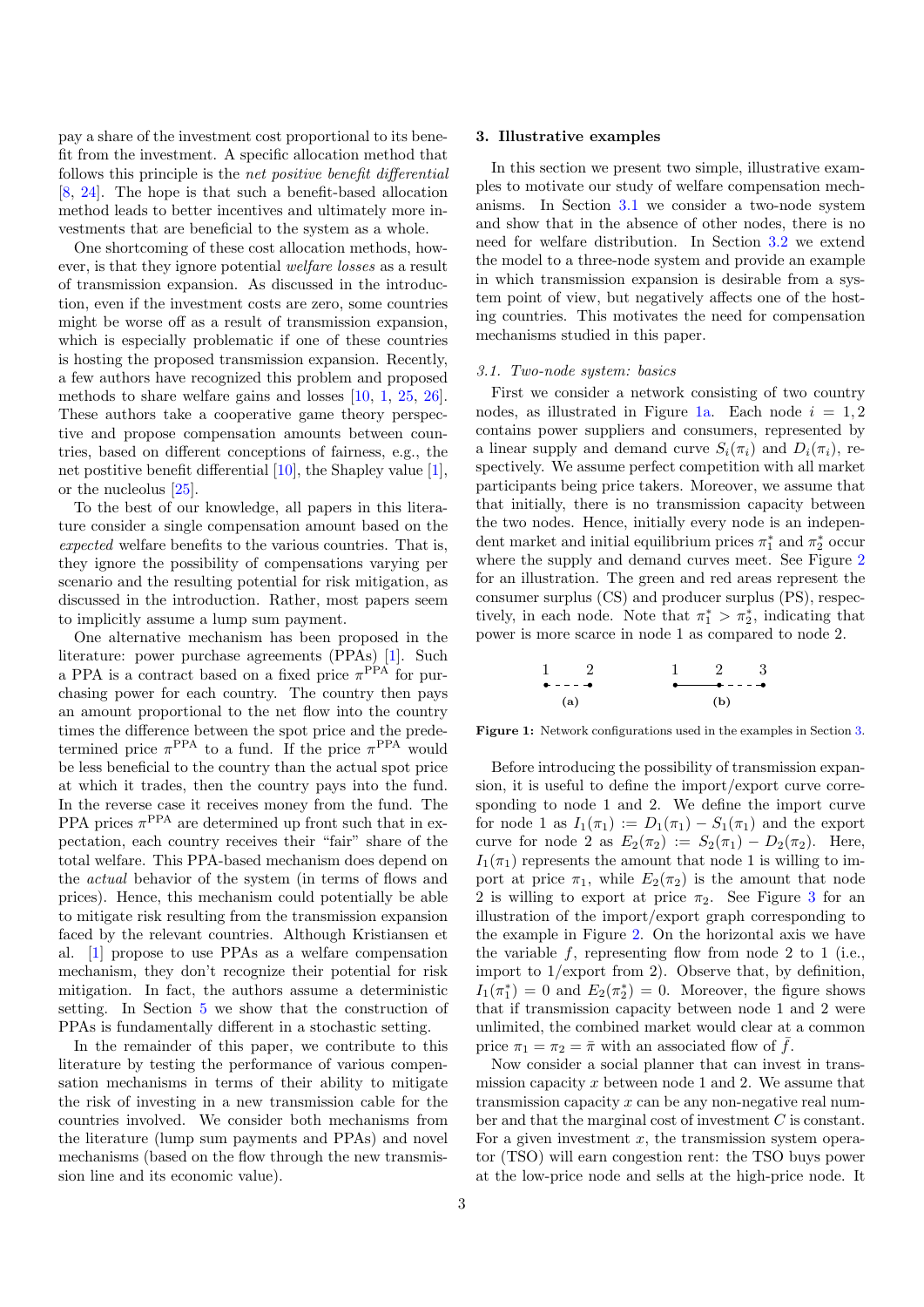pay a share of the investment cost proportional to its benefit from the investment. A specific allocation method that follows this principle is the *net positive benefit differential* [8, 24]. The hope is that such a benefit-based allocation method leads to better incentives and ultimately more investments that are beneficial to the system as a whole.

One shortcoming of these cost allocation methods, however, is that they ignore potential *welfare losses* as a result of transmission expansion. As discussed in the introduction, even if the investment costs are zero, some countries might be worse off as a result of transmission expansion, which is especially problematic if one of these countries is hosting the proposed transmission expansion. Recently, a few authors have recognized this problem and proposed methods to share welfare gains and losses [10, 1, 25, 26]. These authors take a cooperative game theory perspective and propose compensation amounts between countries, based on different conceptions of fairness, e.g., the net postitive benefit differential [10], the Shapley value [1], or the nucleolus [25].

To the best of our knowledge, all papers in this literature consider a single compensation amount based on the *expected* welfare benefits to the various countries. That is, they ignore the possibility of compensations varying per scenario and the resulting potential for risk mitigation, as discussed in the introduction. Rather, most papers seem to implicitly assume a lump sum payment.

One alternative mechanism has been proposed in the literature: power purchase agreements (PPAs) [1]. Such a PPA is a contract based on a fixed price $\pi^{\text{PPA}}$ for purchasing power for each country. The country then pays an amount proportional to the net flow into the country times the difference between the spot price and the predetermined price $\pi^{\text{PPA}}$ to a fund. If the price $\pi^{\text{PPA}}$ would be less beneficial to the country than the actual spot price at which it trades, then the country pays into the fund. In the reverse case it receives money from the fund. The PPA prices $\pi^{\text{PPA}}$ are determined up front such that in expectation, each country receives their "fair" share of the total welfare. This PPA-based mechanism does depend on the *actual* behavior of the system (in terms of flows and prices). Hence, this mechanism could potentially be able to mitigate risk resulting from the transmission expansion faced by the relevant countries. Although Kristiansen et al. [1] propose to use PPAs as a welfare compensation mechanism, they don't recognize their potential for risk mitigation. In fact, the authors assume a deterministic setting. In Section 5 we show that the construction of PPAs is fundamentally different in a stochastic setting.

In the remainder of this paper, we contribute to this literature by testing the performance of various compensation mechanisms in terms of their ability to mitigate the risk of investing in a new transmission cable for the countries involved. We consider both mechanisms from the literature (lump sum payments and PPAs) and novel mechanisms (based on the flow through the new transmission line and its economic value).

## 3. Illustrative examples

In this section we present two simple, illustrative examples to motivate our study of welfare compensation mechanisms. In Section 3.1 we consider a two-node system and show that in the absence of other nodes, there is no need for welfare distribution. In Section 3.2 we extend the model to a three-node system and provide an example in which transmission expansion is desirable from a system point of view, but negatively affects one of the hosting countries. This motivates the need for compensation mechanisms studied in this paper.

### *3.1. Two-node system: basics*

First we consider a network consisting of two country nodes, as illustrated in Figure 1a. Each node $i = 1, 2$ contains power suppliers and consumers, represented by a linear supply and demand curve $S_i(\pi_i)$ and $D_i(\pi_i)$, respectively. We assume perfect competition with all market participants being price takers. Moreover, we assume that that initially, there is no transmission capacity between the two nodes. Hence, initially every node is an independent market and initial equilibrium prices $\pi_1^*$ and $\pi_2^*$ occur where the supply and demand curves meet. See Figure 2 for an illustration. The green and red areas represent the consumer surplus (CS) and producer surplus (PS), respectively, in each node. Note that $\pi_1^* > \pi_2^*$, indicating that power is more scarce in node 1 as compared to node 2.

**Figure 1:** Network configurations used in the examples in Section 3.

Before introducing the possibility of transmission expansion, it is useful to define the import/export curve corresponding to node 1 and 2. We define the import curve for node 1 as $I_1(\pi_1) := D_1(\pi_1) - S_1(\pi_1)$ and the export curve for node 2 as $E_2(\pi_2) := S_2(\pi_1) - D_2(\pi_2)$. Here, $I_1(\pi_1)$ represents the amount that node 1 is willing to import at price $\pi_1$, while $E_2(\pi_2)$ is the amount that node 2 is willing to export at price $\pi_2$. See Figure 3 for an illustration of the import/export graph corresponding to the example in Figure 2. On the horizontal axis we have the variable $f$, representing flow from node 2 to 1 (i.e., import to 1/export from 2). Observe that, by definition, $I_1(\pi_1^*) = 0$ and $E_2(\pi_2^*) = 0$. Moreover, the figure shows that if transmission capacity between node 1 and 2 were unlimited, the combined market would clear at a common price $\pi_1 = \pi_2 = \bar{\pi}$ with an associated flow of $\bar{f}$.

Now consider a social planner that can invest in transmission capacity $x$ between node 1 and 2. We assume that transmission capacity $x$ can be any non-negative real number and that the marginal cost of investment $C$ is constant. For a given investment $x$, the transmission system operator (TSO) will earn congestion rent: the TSO buys power at the low-price node and sells at the high-price node. It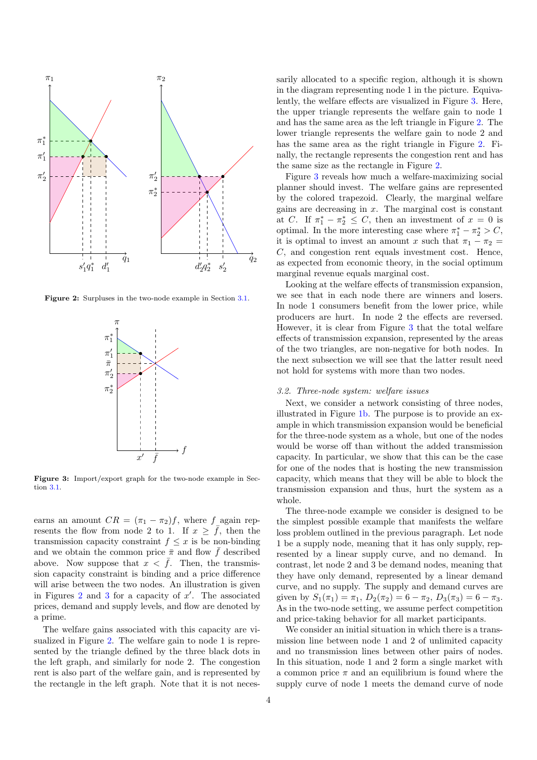**Figure 2:** Surpluses in the two-node example in Section 3.1.

**Figure 3:** Import/export graph for the two-node example in Section 3.1.

earns an amount $CR = (\pi_1 - \pi_2)f$, where $f$ again represents the flow from node 2 to 1. If $x \geq \bar{f}$, then the transmission capacity constraint $f \leq x$ is be non-binding and we obtain the common price $\bar{\pi}$ and flow $\bar{f}$ described above. Now suppose that $x < \bar{f}$. Then, the transmission capacity constraint is binding and a price difference will arise between the two nodes. An illustration is given in Figures 2 and 3 for a capacity of $x'$. The associated prices, demand and supply levels, and flow are denoted by a prime.

The welfare gains associated with this capacity are visualized in Figure 2. The welfare gain to node 1 is represented by the triangle defined by the three black dots in the left graph, and similarly for node 2. The congestion rent is also part of the welfare gain, and is represented by the rectangle in the left graph. Note that it is not necessarily allocated to a specific region, although it is shown in the diagram representing node 1 in the picture. Equivalently, the welfare effects are visualized in Figure 3. Here, the upper triangle represents the welfare gain to node 1 and has the same area as the left triangle in Figure 2. The lower triangle represents the welfare gain to node 2 and has the same area as the right triangle in Figure 2. Finally, the rectangle represents the congestion rent and has the same size as the rectangle in Figure 2.

Figure 3 reveals how much a welfare-maximizing social planner should invest. The welfare gains are represented by the colored trapezoid. Clearly, the marginal welfare gains are decreasing in $x$. The marginal cost is constant at $C$. If $\pi_1^* - \pi_2^* \leq C$, then an investment of $x = 0$ is optimal. In the more interesting case where $\pi_1^* - \pi_2^* > C$, it is optimal to invest an amount $x$ such that $\pi_1 - \pi_2 = C$, and congestion rent equals investment cost. Hence, as expected from economic theory, in the social optimum marginal revenue equals marginal cost.

Looking at the welfare effects of transmission expansion, we see that in each node there are winners and losers. In node 1 consumers benefit from the lower price, while producers are hurt. In node 2 the effects are reversed. However, it is clear from Figure 3 that the total welfare effects of transmission expansion, represented by the areas of the two triangles, are non-negative for both nodes. In the next subsection we will see that the latter result need not hold for systems with more than two nodes.

### *3.2. Three-node system: welfare issues*

Next, we consider a network consisting of three nodes, illustrated in Figure 1b. The purpose is to provide an example in which transmission expansion would be beneficial for the three-node system as a whole, but one of the nodes would be worse off than without the added transmission capacity. In particular, we show that this can be the case for one of the nodes that is hosting the new transmission capacity, which means that they will be able to block the transmission expansion and thus, hurt the system as a whole.

The three-node example we consider is designed to be the simplest possible example that manifests the welfare loss problem outlined in the previous paragraph. Let node 1 be a supply node, meaning that it has only supply, represented by a linear supply curve, and no demand. In contrast, let node 2 and 3 be demand nodes, meaning that they have only demand, represented by a linear demand curve, and no supply. The supply and demand curves are given by $S_1(\pi_1) = \pi_1$, $D_2(\pi_2) = 6 - \pi_2$, $D_3(\pi_3) = 6 - \pi_3$. As in the two-node setting, we assume perfect competition and price-taking behavior for all market participants.

We consider an initial situation in which there is a transmission line between node 1 and 2 of unlimited capacity and no transmission lines between other pairs of nodes. In this situation, node 1 and 2 form a single market with a common price $\pi$ and an equilibrium is found where the supply curve of node 1 meets the demand curve of node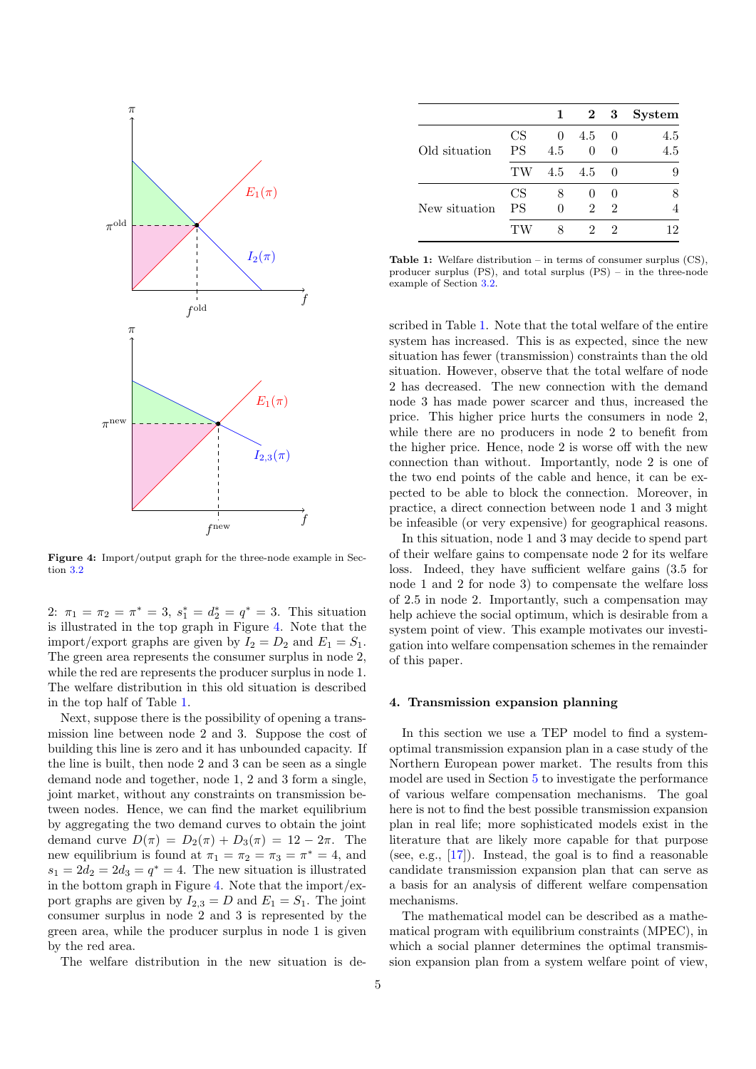Figure 4: Import/output graph for the three-node example in Section 3.2

2: $\pi_1 = \pi_2 = \pi^* = 3$, $s_1^* = d_2^* = q^* = 3$. This situation is illustrated in the top graph in Figure 4. Note that the import/export graphs are given by $I_2 = D_2$ and $E_1 = S_1$. The green area represents the consumer surplus in node 2, while the red are represents the producer surplus in node 1. The welfare distribution in this old situation is described in the top half of Table 1.

Next, suppose there is the possibility of opening a transmission line between node 2 and 3. Suppose the cost of building this line is zero and it has unbounded capacity. If the line is built, then node 2 and 3 can be seen as a single demand node and together, node 1, 2 and 3 form a single, joint market, without any constraints on transmission between nodes. Hence, we can find the market equilibrium by aggregating the two demand curves to obtain the joint demand curve $D(\pi) = D_2(\pi) + D_3(\pi) = 12 - 2\pi$. The new equilibrium is found at $\pi_1 = \pi_2 = \pi_3 = \pi^* = 4$, and $s_1 = 2d_2 = 2d_3 = q^* = 4$. The new situation is illustrated in the bottom graph in Figure 4. Note that the import/export graphs are given by $I_{2,3} = D$ and $E_1 = S_1$. The joint consumer surplus in node 2 and 3 is represented by the green area, while the producer surplus in node 1 is given by the red area.

The welfare distribution in the new situation is described in Table 1. Note that the total welfare of the entire system has increased. This is as expected, since the new situation has fewer (transmission) constraints than the old situation. However, observe that the total welfare of node 2 has decreased. The new connection with the demand node 3 has made power scarcer and thus, increased the price. This higher price hurts the consumers in node 2, while there are no producers in node 2 to benefit from the higher price. Hence, node 2 is worse off with the new connection than without. Importantly, node 2 is one of the two end points of the cable and hence, it can be expected to be able to block the connection. Moreover, in practice, a direct connection between node 1 and 3 might be infeasible (or very expensive) for geographical reasons.

| | | 1 | 2 | 3 | System |
|---|---|---|---|---|---|
| Old situation | CS | 0 | 4.5 | 0 | 4.5 |
| | PS | 4.5 | 0 | 0 | 4.5 |
| | TW | 4.5 | 4.5 | 0 | 9 |
| New situation | CS | 8 | 0 | 0 | 8 |
| | PS | 0 | 2 | 2 | 4 |
| | TW | 8 | 2 | 2 | 12 |

**Table 1:** Welfare distribution – in terms of consumer surplus (CS), producer surplus (PS), and total surplus (PS) – in the three-node example of Section 3.2.

In this situation, node 1 and 3 may decide to spend part of their welfare gains to compensate node 2 for its welfare loss. Indeed, they have sufficient welfare gains (3.5 for node 1 and 2 for node 3) to compensate the welfare loss of 2.5 in node 2. Importantly, such a compensation may help achieve the social optimum, which is desirable from a system point of view. This example motivates our investigation into welfare compensation schemes in the remainder of this paper.

## 4. Transmission expansion planning

In this section we use a TEP model to find a system-optimal transmission expansion plan in a case study of the Northern European power market. The results from this model are used in Section 5 to investigate the performance of various welfare compensation mechanisms. The goal here is not to find the best possible transmission expansion plan in real life; more sophisticated models exist in the literature that are likely more capable for that purpose (see, e.g., [17]). Instead, the goal is to find a reasonable candidate transmission expansion plan that can serve as a basis for an analysis of different welfare compensation mechanisms.

The mathematical model can be described as a mathematical program with equilibrium constraints (MPEC), in which a social planner determines the optimal transmission expansion plan from a system welfare point of view,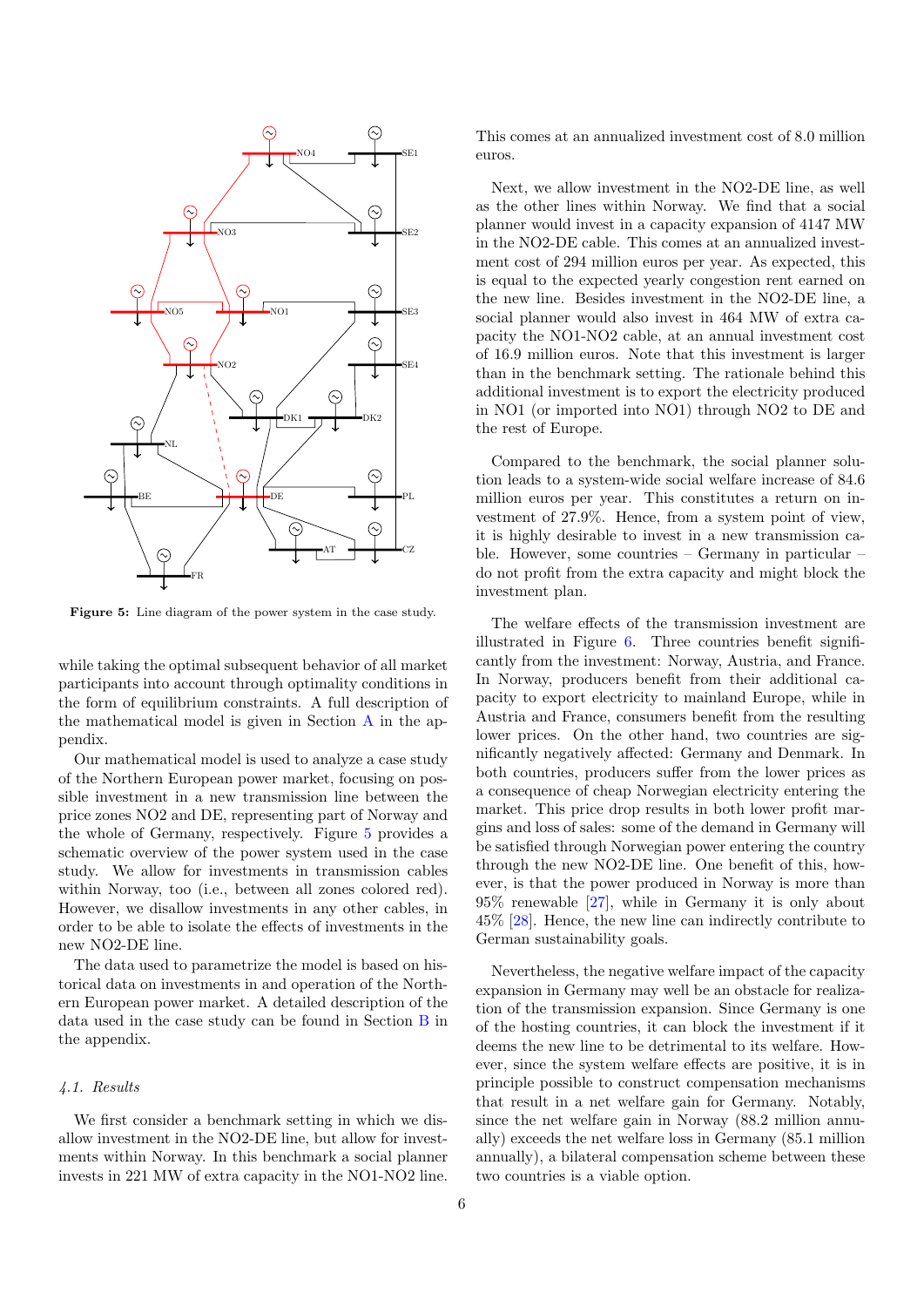Figure 5: Line diagram of the power system in the case study.

while taking the optimal subsequent behavior of all market participants into account through optimality conditions in the form of equilibrium constraints. A full description of the mathematical model is given in Section A in the appendix.

Our mathematical model is used to analyze a case study of the Northern European power market, focusing on possible investment in a new transmission line between the price zones NO2 and DE, representing part of Norway and the whole of Germany, respectively. Figure 5 provides a schematic overview of the power system used in the case study. We allow for investments in transmission cables within Norway, too (i.e., between all zones colored red). However, we disallow investments in any other cables, in order to be able to isolate the effects of investments in the new NO2-DE line.

The data used to parametrize the model is based on historical data on investments in and operation of the Northern European power market. A detailed description of the data used in the case study can be found in Section B in the appendix.

### 4.1. Results

We first consider a benchmark setting in which we disallow investment in the NO2-DE line, but allow for investments within Norway. In this benchmark a social planner invests in 221 MW of extra capacity in the NO1-NO2 line. This comes at an annualized investment cost of 8.0 million euros.

Next, we allow investment in the NO2-DE line, as well as the other lines within Norway. We find that a social planner would invest in a capacity expansion of 4147 MW in the NO2-DE cable. This comes at an annualized investment cost of 294 million euros per year. As expected, this is equal to the expected yearly congestion rent earned on the new line. Besides investment in the NO2-DE line, a social planner would also invest in 464 MW of extra capacity the NO1-NO2 cable, at an annual investment cost of 16.9 million euros. Note that this investment is larger than in the benchmark setting. The rationale behind this additional investment is to export the electricity produced in NO1 (or imported into NO1) through NO2 to DE and the rest of Europe.

Compared to the benchmark, the social planner solution leads to a system-wide social welfare increase of 84.6 million euros per year. This constitutes a return on investment of 27.9%. Hence, from a system point of view, it is highly desirable to invest in a new transmission cable. However, some countries – Germany in particular – do not profit from the extra capacity and might block the investment plan.

The welfare effects of the transmission investment are illustrated in Figure 6. Three countries benefit significantly from the investment: Norway, Austria, and France. In Norway, producers benefit from their additional capacity to export electricity to mainland Europe, while in Austria and France, consumers benefit from the resulting lower prices. On the other hand, two countries are significantly negatively affected: Germany and Denmark. In both countries, producers suffer from the lower prices as a consequence of cheap Norwegian electricity entering the market. This price drop results in both lower profit margins and loss of sales: some of the demand in Germany will be satisfied through Norwegian power entering the country through the new NO2-DE line. One benefit of this, however, is that the power produced in Norway is more than 95% renewable [27], while in Germany it is only about 45% [28]. Hence, the new line can indirectly contribute to German sustainability goals.

Nevertheless, the negative welfare impact of the capacity expansion in Germany may well be an obstacle for realization of the transmission expansion. Since Germany is one of the hosting countries, it can block the investment if it deems the new line to be detrimental to its welfare. However, since the system welfare effects are positive, it is in principle possible to construct compensation mechanisms that result in a net welfare gain for Germany. Notably, since the net welfare gain in Norway (88.2 million annually) exceeds the net welfare loss in Germany (85.1 million annually), a bilateral compensation scheme between these two countries is a viable option.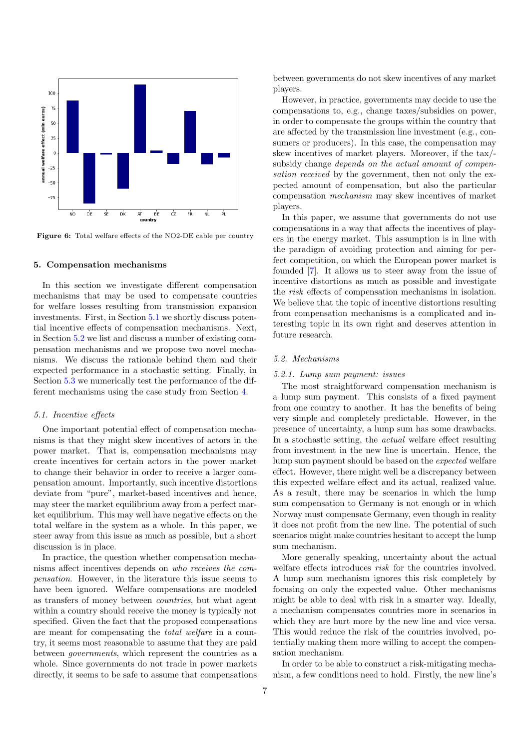Figure 6: Total welfare effects of the NO2-DE cable per country

## 5. Compensation mechanisms

In this section we investigate different compensation mechanisms that may be used to compensate countries for welfare losses resulting from transmission expansion investments. First, in Section 5.1 we shortly discuss potential incentive effects of compensation mechanisms. Next, in Section 5.2 we list and discuss a number of existing compensation mechanisms and we propose two novel mechanisms. We discuss the rationale behind them and their expected performance in a stochastic setting. Finally, in Section 5.3 we numerically test the performance of the different mechanisms using the case study from Section 4.

### 5.1. Incentive effects

One important potential effect of compensation mechanisms is that they might skew incentives of actors in the power market. That is, compensation mechanisms may create incentives for certain actors in the power market to change their behavior in order to receive a larger compensation amount. Importantly, such incentive distortions deviate from "pure", market-based incentives and hence, may steer the market equilibrium away from a perfect market equilibrium. This may well have negative effects on the total welfare in the system as a whole. In this paper, we steer away from this issue as much as possible, but a short discussion is in place.

In practice, the question whether compensation mechanisms affect incentives depends on *who receives the compensation*. However, in the literature this issue seems to have been ignored. Welfare compensations are modeled as transfers of money between *countries*, but what agent within a country should receive the money is typically not specified. Given the fact that the proposed compensations are meant for compensating the *total welfare* in a country, it seems most reasonable to assume that they are paid between *governments*, which represent the countries as a whole. Since governments do not trade in power markets directly, it seems to be safe to assume that compensations between governments do not skew incentives of any market players.

However, in practice, governments may decide to use the compensations to, e.g., change taxes/subsidies on power, in order to compensate the groups within the country that are affected by the transmission line investment (e.g., consumers or producers). In this case, the compensation may skew incentives of market players. Moreover, if the tax/-subsidy change *depends on the actual amount of compensation received* by the government, then not only the expected amount of compensation, but also the particular compensation *mechanism* may skew incentives of market players.

In this paper, we assume that governments do not use compensations in a way that affects the incentives of players in the energy market. This assumption is in line with the paradigm of avoiding protection and aiming for perfect competition, on which the European power market is founded [7]. It allows us to steer away from the issue of incentive distortions as much as possible and investigate the *risk* effects of compensation mechanisms in isolation. We believe that the topic of incentive distortions resulting from compensation mechanisms is a complicated and interesting topic in its own right and deserves attention in future research.

### 5.2. Mechanisms

#### 5.2.1. Lump sum payment: issues

The most straightforward compensation mechanism is a lump sum payment. This consists of a fixed payment from one country to another. It has the benefits of being very simple and completely predictable. However, in the presence of uncertainty, a lump sum has some drawbacks. In a stochastic setting, the *actual* welfare effect resulting from investment in the new line is uncertain. Hence, the lump sum payment should be based on the *expected* welfare effect. However, there might well be a discrepancy between this expected welfare effect and its actual, realized value. As a result, there may be scenarios in which the lump sum compensation to Germany is not enough or in which Norway must compensate Germany, even though in reality it does not profit from the new line. The potential of such scenarios might make countries hesitant to accept the lump sum mechanism.

More generally speaking, uncertainty about the actual welfare effects introduces *risk* for the countries involved. A lump sum mechanism ignores this risk completely by focusing on only the expected value. Other mechanisms might be able to deal with risk in a smarter way. Ideally, a mechanism compensates countries more in scenarios in which they are hurt more by the new line and vice versa. This would reduce the risk of the countries involved, potentially making them more willing to accept the compensation mechanism.

In order to be able to construct a risk-mitigating mechanism, a few conditions need to hold. Firstly, the new line's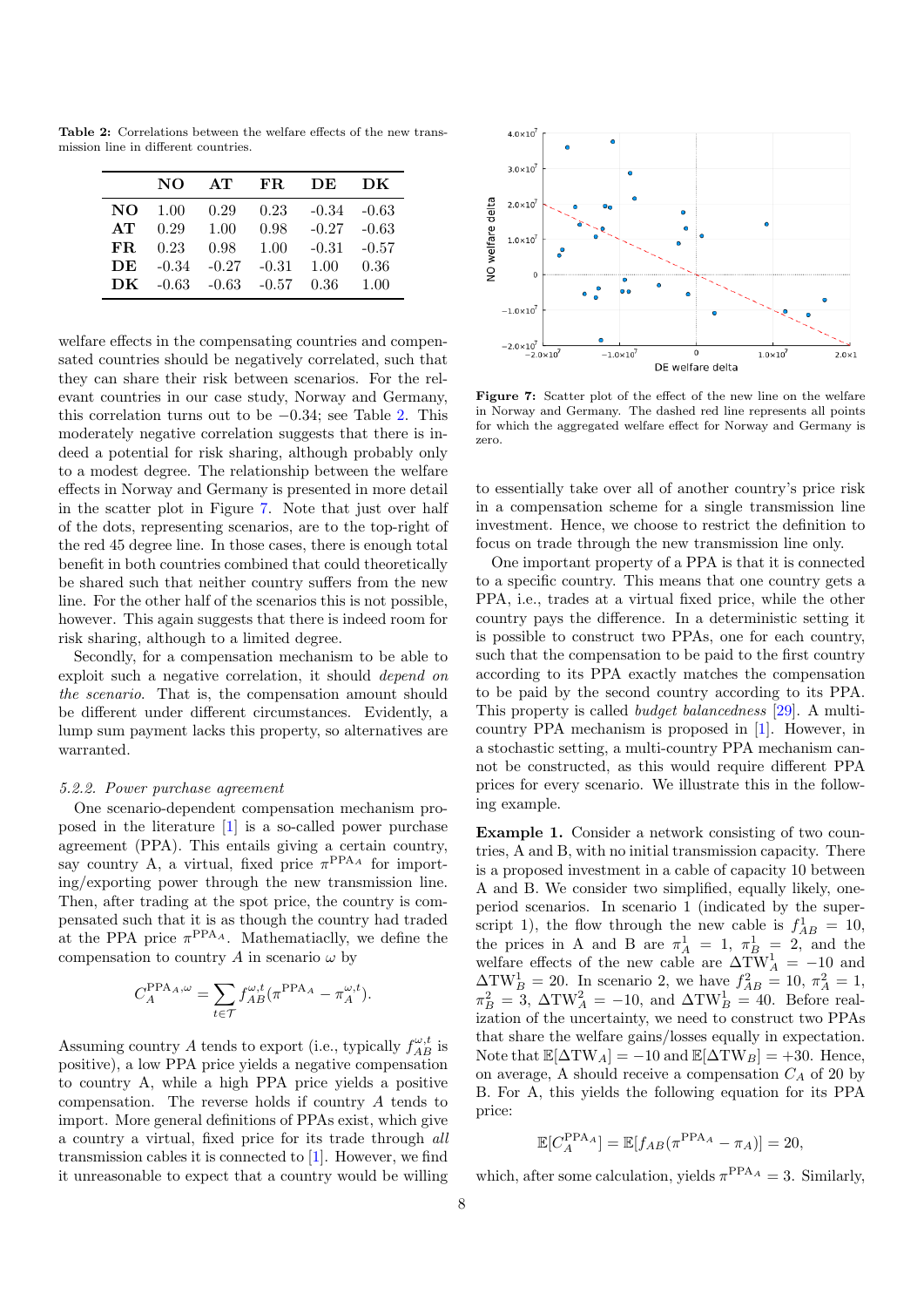**Table 2:** Correlations between the welfare effects of the new transmission line in different countries.

| | NO | AT | FR | DE | DK |
|---|---|---|---|---|---|
| **NO** | 1.00 | 0.29 | 0.23 | -0.34 | -0.63 |
| **AT** | 0.29 | 1.00 | 0.98 | -0.27 | -0.63 |
| **FR** | 0.23 | 0.98 | 1.00 | -0.31 | -0.57 |
| **DE** | -0.34 | -0.27 | -0.31 | 1.00 | 0.36 |
| **DK** | -0.63 | -0.63 | -0.57 | 0.36 | 1.00 |

welfare effects in the compensating countries and compensated countries should be negatively correlated, such that they can share their risk between scenarios. For the relevant countries in our case study, Norway and Germany, this correlation turns out to be $-0.34$; see Table 2. This moderately negative correlation suggests that there is indeed a potential for risk sharing, although probably only to a modest degree. The relationship between the welfare effects in Norway and Germany is presented in more detail in the scatter plot in Figure 7. Note that just over half of the dots, representing scenarios, are to the top-right of the red 45 degree line. In those cases, there is enough total benefit in both countries combined that could theoretically be shared such that neither country suffers from the new line. For the other half of the scenarios this is not possible, however. This again suggests that there is indeed room for risk sharing, although to a limited degree.

Secondly, for a compensation mechanism to be able to exploit such a negative correlation, it should *depend on the scenario*. That is, the compensation amount should be different under different circumstances. Evidently, a lump sum payment lacks this property, so alternatives are warranted.

*5.2.2. Power purchase agreement*

One scenario-dependent compensation mechanism proposed in the literature [1] is a so-called power purchase agreement (PPA). This entails giving a certain country, say country A, a virtual, fixed price $\pi^{\text{PPA}_A}$ for importing/exporting power through the new transmission line. Then, after trading at the spot price, the country is compensated such that it is as though the country had traded at the PPA price $\pi^{\text{PPA}_A}$. Mathematiaclly, we define the compensation to country $A$ in scenario $\omega$ by

$$C_A^{\text{PPA}_A,\omega} = \sum_{t\in\mathcal{T}} f_{AB}^{\omega,t}(\pi^{\text{PPA}_A} - \pi_A^{\omega,t}).$$

Assuming country $A$ tends to export (i.e., typically $f_{AB}^{\omega,t}$ is positive), a low PPA price yields a negative compensation to country A, while a high PPA price yields a positive compensation. The reverse holds if country $A$ tends to import. More general definitions of PPAs exist, which give a country a virtual, fixed price for its trade through *all* transmission cables it is connected to [1]. However, we find it unreasonable to expect that a country would be willing to essentially take over all of another country's price risk in a compensation scheme for a single transmission line investment. Hence, we choose to restrict the definition to focus on trade through the new transmission line only.

Figure 7: Scatter plot of the effect of the new line on the welfare in Norway and Germany. The dashed red line represents all points for which the aggregated welfare effect for Norway and Germany is zero.

One important property of a PPA is that it is connected to a specific country. This means that one country gets a PPA, i.e., trades at a virtual fixed price, while the other country pays the difference. In a deterministic setting it is possible to construct two PPAs, one for each country, such that the compensation to be paid to the first country according to its PPA exactly matches the compensation to be paid by the second country according to its PPA. This property is called *budget balancedness* [29]. A multi-country PPA mechanism is proposed in [1]. However, in a stochastic setting, a multi-country PPA mechanism cannot be constructed, as this would require different PPA prices for every scenario. We illustrate this in the following example.

**Example 1.** Consider a network consisting of two countries, A and B, with no initial transmission capacity. There is a proposed investment in a cable of capacity 10 between A and B. We consider two simplified, equally likely, one-period scenarios. In scenario 1 (indicated by the superscript 1), the flow through the new cable is $f_{AB}^1 = 10$, the prices in A and B are $\pi_A^1 = 1$, $\pi_B^1 = 2$, and the welfare effects of the new cable are $\Delta\text{TW}_A^1 = -10$ and $\Delta\text{TW}_B^1 = 20$. In scenario 2, we have $f_{AB}^2 = 10$, $\pi_A^2 = 1$, $\pi_B^2 = 3$, $\Delta\text{TW}_A^2 = -10$, and $\Delta\text{TW}_B^1 = 40$. Before realization of the uncertainty, we need to construct two PPAs that share the welfare gains/losses equally in expectation. Note that $\mathbb{E}[\Delta\text{TW}_A] = -10$ and $\mathbb{E}[\Delta\text{TW}_B] = +30$. Hence, on average, A should receive a compensation $C_A$ of 20 by B. For A, this yields the following equation for its PPA price:

$$\mathbb{E}[C_A^{\text{PPA}_A}] = \mathbb{E}[f_{AB}(\pi^{\text{PPA}_A} - \pi_A)] = 20,$$

which, after some calculation, yields $\pi^{\text{PPA}_A} = 3$. Similarly,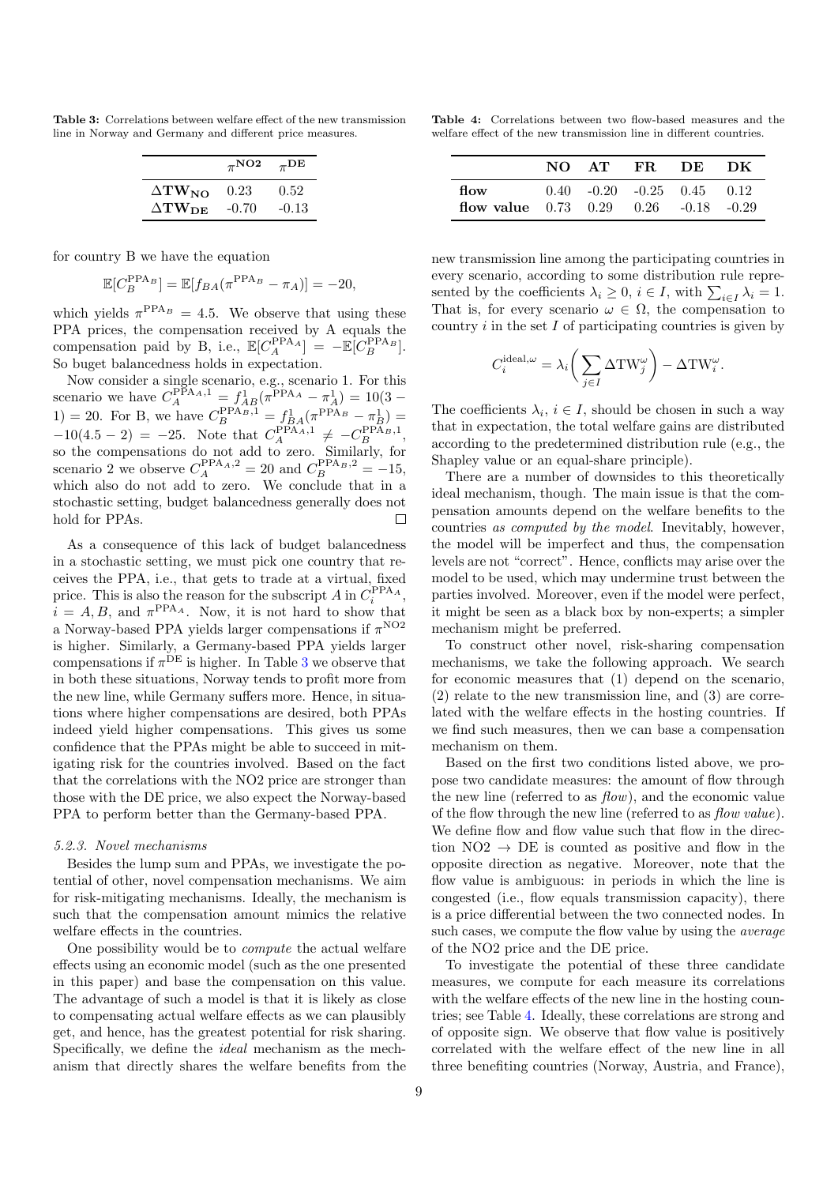**Table 3:** Correlations between welfare effect of the new transmission line in Norway and Germany and different price measures.

| | $\pi^{\mathbf{NO2}}$ | $\pi^{\mathbf{DE}}$ |
|---|---|---|
| $\mathbf{\Delta TW_{NO}}$ | 0.23 | 0.52 |
| $\mathbf{\Delta TW_{DE}}$ | -0.70 | -0.13 |

for country B we have the equation

$$\mathbb{E}[C_B^{\text{PPA}_B}] = \mathbb{E}[f_{BA}(\pi^{\text{PPA}_B} - \pi_A)] = -20,$$

which yields $\pi^{\text{PPA}_B} = 4.5$. We observe that using these PPA prices, the compensation received by A equals the compensation paid by B, i.e., $\mathbb{E}[C_A^{\text{PPA}_A}] = -\mathbb{E}[C_B^{\text{PPA}_B}]$. So buget balancedness holds in expectation.

Now consider a single scenario, e.g., scenario 1. For this scenario we have $C_A^{\text{PPA}_A,1} = f_{AB}^1(\pi^{\text{PPA}_A} - \pi_A^1) = 10(3 - 1) = 20$. For B, we have $C_B^{\text{PPA}_B,1} = f_{BA}^1(\pi^{\text{PPA}_B} - \pi_B^1) = -10(4.5 - 2) = -25$. Note that $C_A^{\text{PPA}_A,1} \neq -C_B^{\text{PPA}_B,1}$, so the compensations do not add to zero. Similarly, for scenario 2 we observe $C_A^{\text{PPA}_A,2} = 20$ and $C_B^{\text{PPA}_B,2} = -15$, which also do not add to zero. We conclude that in a stochastic setting, budget balancedness generally does not hold for PPAs. □

As a consequence of this lack of budget balancedness in a stochastic setting, we must pick one country that receives the PPA, i.e., that gets to trade at a virtual, fixed price. This is also the reason for the subscript $A$ in $C_i^{\text{PPA}_A}$, $i = A, B$, and $\pi^{\text{PPA}_A}$. Now, it is not hard to show that a Norway-based PPA yields larger compensations if $\pi^{\text{NO2}}$ is higher. Similarly, a Germany-based PPA yields larger compensations if $\pi^{\text{DE}}$ is higher. In Table 3 we observe that in both these situations, Norway tends to profit more from the new line, while Germany suffers more. Hence, in situations where higher compensations are desired, both PPAs indeed yield higher compensations. This gives us some confidence that the PPAs might be able to succeed in mitigating risk for the countries involved. Based on the fact that the correlations with the NO2 price are stronger than those with the DE price, we also expect the Norway-based PPA to perform better than the Germany-based PPA.

### 5.2.3. Novel mechanisms

Besides the lump sum and PPAs, we investigate the potential of other, novel compensation mechanisms. We aim for risk-mitigating mechanisms. Ideally, the mechanism is such that the compensation amount mimics the relative welfare effects in the countries.

One possibility would be to *compute* the actual welfare effects using an economic model (such as the one presented in this paper) and base the compensation on this value. The advantage of such a model is that it is likely as close to compensating actual welfare effects as we can plausibly get, and hence, has the greatest potential for risk sharing. Specifically, we define the *ideal* mechanism as the mechanism that directly shares the welfare benefits from the new transmission line among the participating countries in every scenario, according to some distribution rule represented by the coefficients $\lambda_i \geq 0$, $i \in I$, with $\sum_{i \in I} \lambda_i = 1$. That is, for every scenario $\omega \in \Omega$, the compensation to country $i$ in the set $I$ of participating countries is given by

$$C_i^{\text{ideal},\omega} = \lambda_i \bigg( \sum_{j \in I} \Delta \text{TW}_j^\omega \bigg) - \Delta \text{TW}_i^\omega.$$

The coefficients $\lambda_i$, $i \in I$, should be chosen in such a way that in expectation, the total welfare gains are distributed according to the predetermined distribution rule (e.g., the Shapley value or an equal-share principle).

There are a number of downsides to this theoretically ideal mechanism, though. The main issue is that the compensation amounts depend on the welfare benefits to the countries *as computed by the model*. Inevitably, however, the model will be imperfect and thus, the compensation levels are not "correct". Hence, conflicts may arise over the model to be used, which may undermine trust between the parties involved. Moreover, even if the model were perfect, it might be seen as a black box by non-experts; a simpler mechanism might be preferred.

To construct other novel, risk-sharing compensation mechanisms, we take the following approach. We search for economic measures that (1) depend on the scenario, (2) relate to the new transmission line, and (3) are correlated with the welfare effects in the hosting countries. If we find such measures, then we can base a compensation mechanism on them.

Based on the first two conditions listed above, we propose two candidate measures: the amount of flow through the new line (referred to as *flow*), and the economic value of the flow through the new line (referred to as *flow value*). We define flow and flow value such that flow in the direction NO2 → DE is counted as positive and flow in the opposite direction as negative. Moreover, note that the flow value is ambiguous: in periods in which the line is congested (i.e., flow equals transmission capacity), there is a price differential between the two connected nodes. In such cases, we compute the flow value by using the *average* of the NO2 price and the DE price.

**Table 4:** Correlations between two flow-based measures and the welfare effect of the new transmission line in different countries.

| | NO | AT | FR | DE | DK |
|---|---|---|---|---|---|
| **flow** | 0.40 | -0.20 | -0.25 | 0.45 | 0.12 |
| **flow value** | 0.73 | 0.29 | 0.26 | -0.18 | -0.29 |

To investigate the potential of these three candidate measures, we compute for each measure its correlations with the welfare effects of the new line in the hosting countries; see Table 4. Ideally, these correlations are strong and of opposite sign. We observe that flow value is positively correlated with the welfare effect of the new line in all three benefiting countries (Norway, Austria, and France),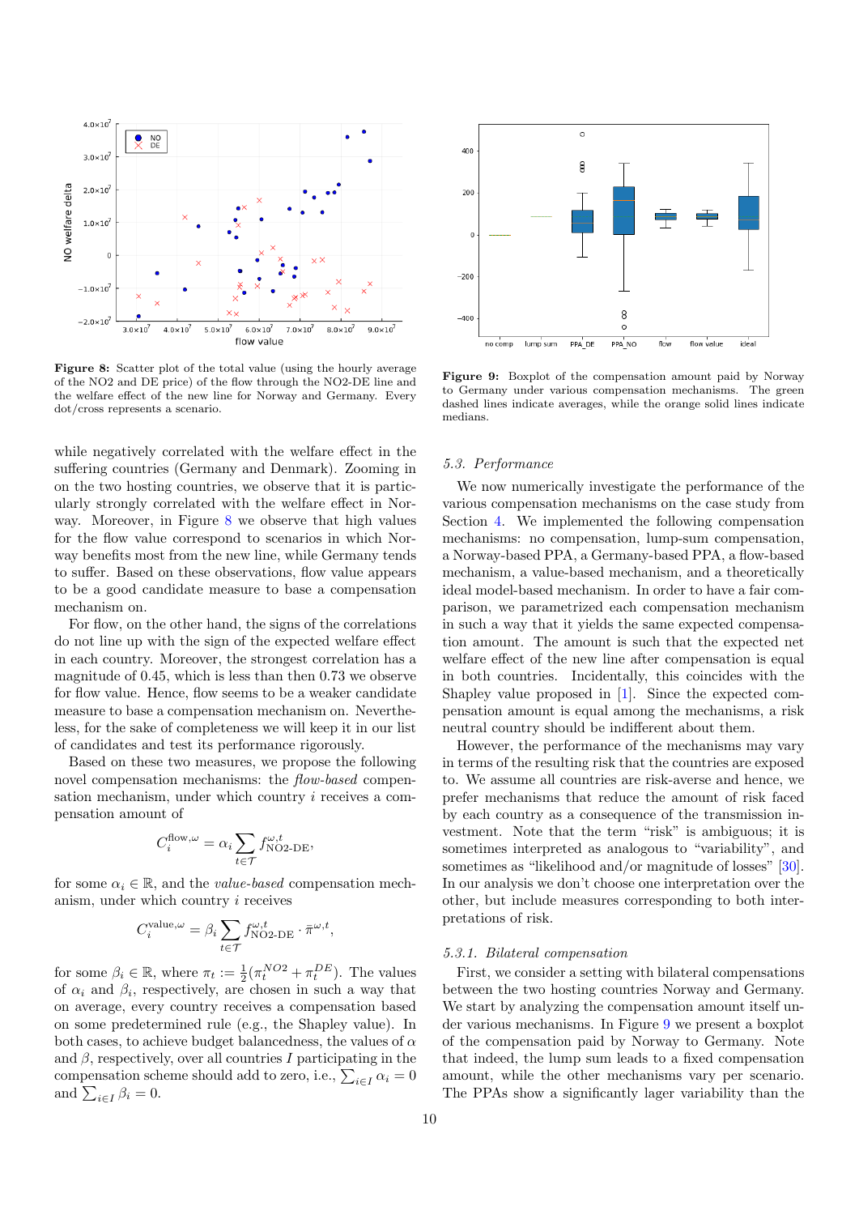Figure 8: Scatter plot of the total value (using the hourly average of the NO2 and DE price) of the flow through the NO2-DE line and the welfare effect of the new line for Norway and Germany. Every dot/cross represents a scenario.

Figure 9: Boxplot of the compensation amount paid by Norway to Germany under various compensation mechanisms. The green dashed lines indicate averages, while the orange solid lines indicate medians.

while negatively correlated with the welfare effect in the suffering countries (Germany and Denmark). Zooming in on the two hosting countries, we observe that it is particularly strongly correlated with the welfare effect in Norway. Moreover, in Figure 8 we observe that high values for the flow value correspond to scenarios in which Norway benefits most from the new line, while Germany tends to suffer. Based on these observations, flow value appears to be a good candidate measure to base a compensation mechanism on.

For flow, on the other hand, the signs of the correlations do not line up with the sign of the expected welfare effect in each country. Moreover, the strongest correlation has a magnitude of 0.45, which is less than then 0.73 we observe for flow value. Hence, flow seems to be a weaker candidate measure to base a compensation mechanism on. Nevertheless, for the sake of completeness we will keep it in our list of candidates and test its performance rigorously.

Based on these two measures, we propose the following novel compensation mechanisms: the *flow-based* compensation mechanism, under which country $i$ receives a compensation amount of

$$C_i^{\text{flow},\omega} = \alpha_i \sum_{t\in\mathcal{T}} f^{\omega,t}_{\text{NO2-DE}},$$

for some $\alpha_i \in \mathbb{R}$, and the *value-based* compensation mechanism, under which country $i$ receives

$$C_i^{\text{value},\omega} = \beta_i \sum_{t\in\mathcal{T}} f^{\omega,t}_{\text{NO2-DE}} \cdot \bar{\pi}^{\omega,t},$$

for some $\beta_i \in \mathbb{R}$, where $\pi_t := \frac{1}{2}(\pi_t^{NO2} + \pi_t^{DE})$. The values of $\alpha_i$ and $\beta_i$, respectively, are chosen in such a way that on average, every country receives a compensation based on some predetermined rule (e.g., the Shapley value). In both cases, to achieve budget balancedness, the values of $\alpha$ and $\beta$, respectively, over all countries $I$ participating in the compensation scheme should add to zero, i.e., $\sum_{i\in I} \alpha_i = 0$ and $\sum_{i\in I} \beta_i = 0$.

### 5.3. Performance

We now numerically investigate the performance of the various compensation mechanisms on the case study from Section 4. We implemented the following compensation mechanisms: no compensation, lump-sum compensation, a Norway-based PPA, a Germany-based PPA, a flow-based mechanism, a value-based mechanism, and a theoretically ideal model-based mechanism. In order to have a fair comparison, we parametrized each compensation mechanism in such a way that it yields the same expected compensation amount. The amount is such that the expected net welfare effect of the new line after compensation is equal in both countries. Incidentally, this coincides with the Shapley value proposed in [1]. Since the expected compensation amount is equal among the mechanisms, a risk neutral country should be indifferent about them.

However, the performance of the mechanisms may vary in terms of the resulting risk that the countries are exposed to. We assume all countries are risk-averse and hence, we prefer mechanisms that reduce the amount of risk faced by each country as a consequence of the transmission investment. Note that the term “risk” is ambiguous; it is sometimes interpreted as analogous to “variability”, and sometimes as “likelihood and/or magnitude of losses” [30]. In our analysis we don't choose one interpretation over the other, but include measures corresponding to both interpretations of risk.

#### 5.3.1. Bilateral compensation

First, we consider a setting with bilateral compensations between the two hosting countries Norway and Germany. We start by analyzing the compensation amount itself under various mechanisms. In Figure 9 we present a boxplot of the compensation paid by Norway to Germany. Note that indeed, the lump sum leads to a fixed compensation amount, while the other mechanisms vary per scenario. The PPAs show a significantly lager variability than the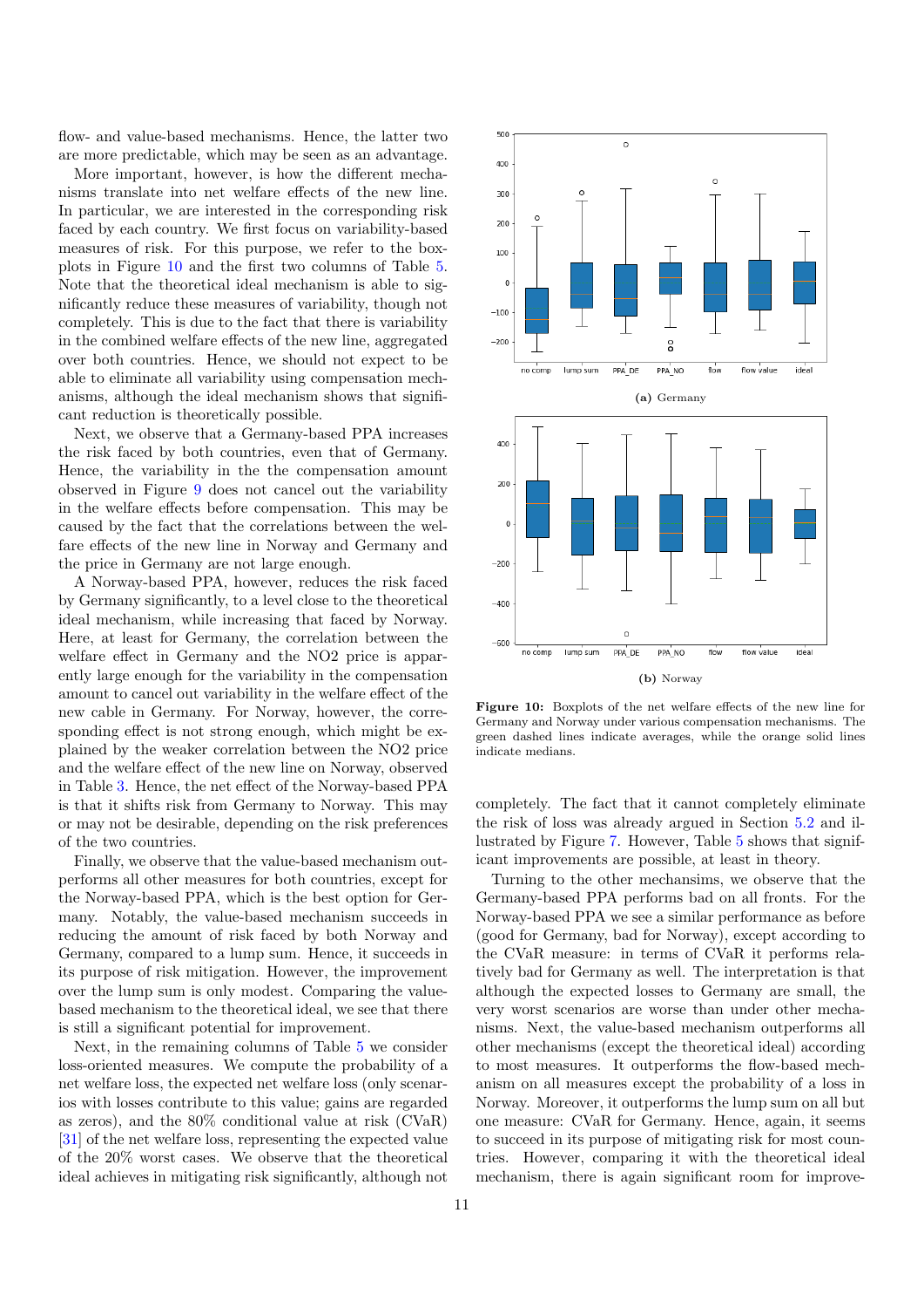flow- and value-based mechanisms. Hence, the latter two are more predictable, which may be seen as an advantage.

More important, however, is how the different mechanisms translate into net welfare effects of the new line. In particular, we are interested in the corresponding risk faced by each country. We first focus on variability-based measures of risk. For this purpose, we refer to the boxplots in Figure 10 and the first two columns of Table 5. Note that the theoretical ideal mechanism is able to significantly reduce these measures of variability, though not completely. This is due to the fact that there is variability in the combined welfare effects of the new line, aggregated over both countries. Hence, we should not expect to be able to eliminate all variability using compensation mechanisms, although the ideal mechanism shows that significant reduction is theoretically possible.

Next, we observe that a Germany-based PPA increases the risk faced by both countries, even that of Germany. Hence, the variability in the the compensation amount observed in Figure 9 does not cancel out the variability in the welfare effects before compensation. This may be caused by the fact that the correlations between the welfare effects of the new line in Norway and Germany and the price in Germany are not large enough.

A Norway-based PPA, however, reduces the risk faced by Germany significantly, to a level close to the theoretical ideal mechanism, while increasing that faced by Norway. Here, at least for Germany, the correlation between the welfare effect in Germany and the NO2 price is apparently large enough for the variability in the compensation amount to cancel out variability in the welfare effect of the new cable in Germany. For Norway, however, the corresponding effect is not strong enough, which might be explained by the weaker correlation between the NO2 price and the welfare effect of the new line on Norway, observed in Table 3. Hence, the net effect of the Norway-based PPA is that it shifts risk from Germany to Norway. This may or may not be desirable, depending on the risk preferences of the two countries.

Finally, we observe that the value-based mechanism outperforms all other measures for both countries, except for the Norway-based PPA, which is the best option for Germany. Notably, the value-based mechanism succeeds in reducing the amount of risk faced by both Norway and Germany, compared to a lump sum. Hence, it succeeds in its purpose of risk mitigation. However, the improvement over the lump sum is only modest. Comparing the value-based mechanism to the theoretical ideal, we see that there is still a significant potential for improvement.

Next, in the remaining columns of Table 5 we consider loss-oriented measures. We compute the probability of a net welfare loss, the expected net welfare loss (only scenarios with losses contribute to this value; gains are regarded as zeros), and the 80% conditional value at risk (CVaR) [31] of the net welfare loss, representing the expected value of the 20% worst cases. We observe that the theoretical ideal achieves in mitigating risk significantly, although not completely. The fact that it cannot completely eliminate the risk of loss was already argued in Section 5.2 and illustrated by Figure 7. However, Table 5 shows that significant improvements are possible, at least in theory.

Turning to the other mechansims, we observe that the Germany-based PPA performs bad on all fronts. For the Norway-based PPA we see a similar performance as before (good for Germany, bad for Norway), except according to the CVaR measure: in terms of CVaR it performs relatively bad for Germany as well. The interpretation is that although the expected losses to Germany are small, the very worst scenarios are worse than under other mechanisms. Next, the value-based mechanism outperforms all other mechanisms (except the theoretical ideal) according to most measures. It outperforms the flow-based mechanism on all measures except the probability of a loss in Norway. Moreover, it outperforms the lump sum on all but one measure: CVaR for Germany. Hence, again, it seems to succeed in its purpose of mitigating risk for most countries. However, comparing it with the theoretical ideal mechanism, there is again significant room for improve-

(a) Germany

(b) Norway

**Figure 10:** Boxplots of the net welfare effects of the new line for Germany and Norway under various compensation mechanisms. The green dashed lines indicate averages, while the orange solid lines indicate medians.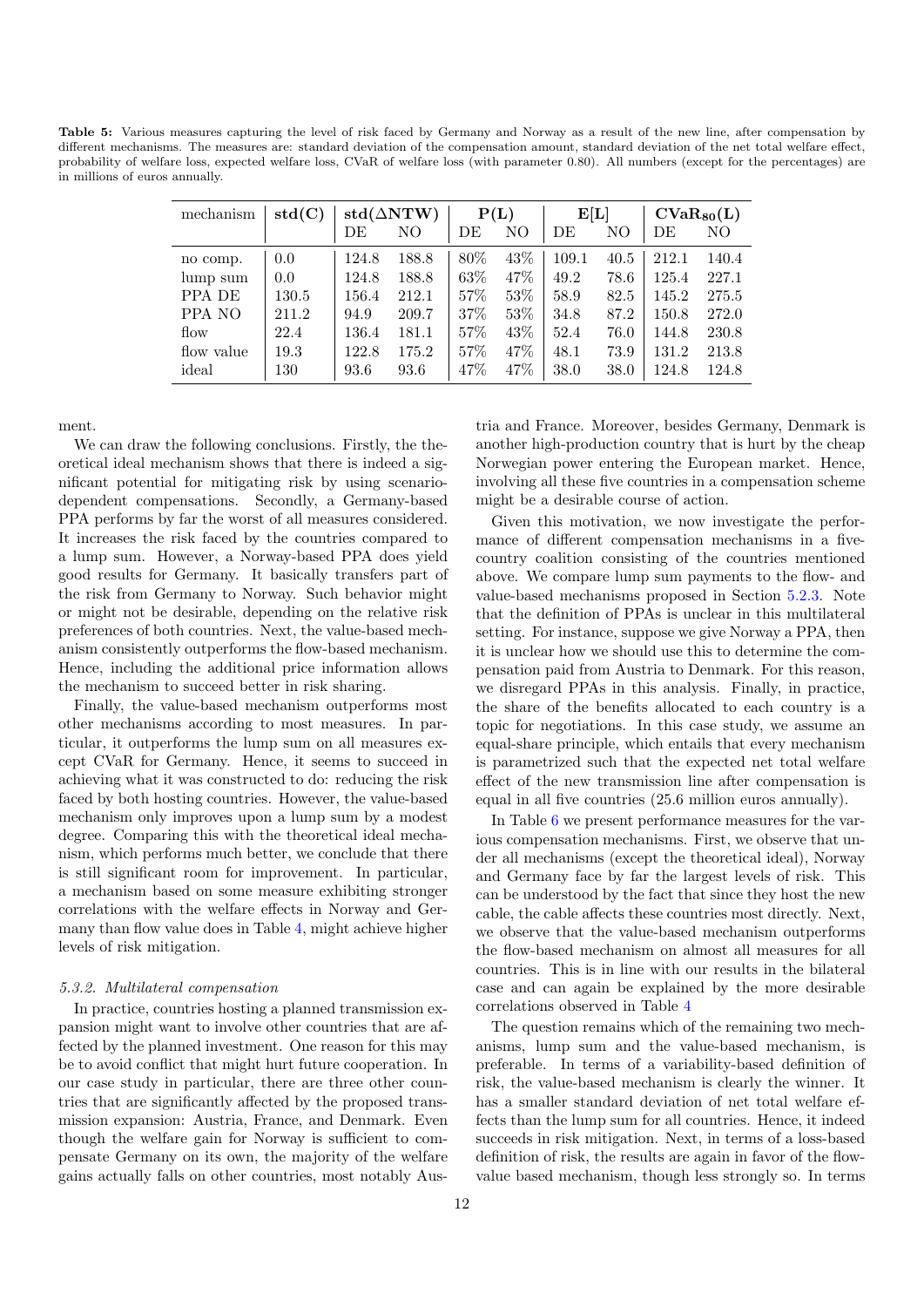**Table 5:** Various measures capturing the level of risk faced by Germany and Norway as a result of the new line, after compensation by different mechanisms. The measures are: standard deviation of the compensation amount, standard deviation of the net total welfare effect, probability of welfare loss, expected welfare loss, CVaR of welfare loss (with parameter 0.80). All numbers (except for the percentages) are in millions of euros annually.

| mechanism | $\mathbf{std(C)}$ | $\mathbf{std(\Delta NTW)}$ | | $\mathbf{P(L)}$ | | $\mathbf{E[L]}$ | | $\mathbf{CVaR_{80}(L)}$ | |
|---|---|---|---|---|---|---|---|---|---|
| | | DE | NO | DE | NO | DE | NO | DE | NO |
| no comp. | 0.0 | 124.8 | 188.8 | 80% | 43% | 109.1 | 40.5 | 212.1 | 140.4 |
| lump sum | 0.0 | 124.8 | 188.8 | 63% | 47% | 49.2 | 78.6 | 125.4 | 227.1 |
| PPA DE | 130.5 | 156.4 | 212.1 | 57% | 53% | 58.9 | 82.5 | 145.2 | 275.5 |
| PPA NO | 211.2 | 94.9 | 209.7 | 37% | 53% | 34.8 | 87.2 | 150.8 | 272.0 |
| flow | 22.4 | 136.4 | 181.1 | 57% | 43% | 52.4 | 76.0 | 144.8 | 230.8 |
| flow value | 19.3 | 122.8 | 175.2 | 57% | 47% | 48.1 | 73.9 | 131.2 | 213.8 |
| ideal | 130 | 93.6 | 93.6 | 47% | 47% | 38.0 | 38.0 | 124.8 | 124.8 |

ment.

We can draw the following conclusions. Firstly, the theoretical ideal mechanism shows that there is indeed a significant potential for mitigating risk by using scenario-dependent compensations. Secondly, a Germany-based PPA performs by far the worst of all measures considered. It increases the risk faced by the countries compared to a lump sum. However, a Norway-based PPA does yield good results for Germany. It basically transfers part of the risk from Germany to Norway. Such behavior might or might not be desirable, depending on the relative risk preferences of both countries. Next, the value-based mechanism consistently outperforms the flow-based mechanism. Hence, including the additional price information allows the mechanism to succeed better in risk sharing.

Finally, the value-based mechanism outperforms most other mechanisms according to most measures. In particular, it outperforms the lump sum on all measures except CVaR for Germany. Hence, it seems to succeed in achieving what it was constructed to do: reducing the risk faced by both hosting countries. However, the value-based mechanism only improves upon a lump sum by a modest degree. Comparing this with the theoretical ideal mechanism, which performs much better, we conclude that there is still significant room for improvement. In particular, a mechanism based on some measure exhibiting stronger correlations with the welfare effects in Norway and Germany than flow value does in Table 4, might achieve higher levels of risk mitigation.

### *5.3.2. Multilateral compensation*

In practice, countries hosting a planned transmission expansion might want to involve other countries that are affected by the planned investment. One reason for this may be to avoid conflict that might hurt future cooperation. In our case study in particular, there are three other countries that are significantly affected by the proposed transmission expansion: Austria, France, and Denmark. Even though the welfare gain for Norway is sufficient to compensate Germany on its own, the majority of the welfare gains actually falls on other countries, most notably Austria and France. Moreover, besides Germany, Denmark is another high-production country that is hurt by the cheap Norwegian power entering the European market. Hence, involving all these five countries in a compensation scheme might be a desirable course of action.

Given this motivation, we now investigate the performance of different compensation mechanisms in a five-country coalition consisting of the countries mentioned above. We compare lump sum payments to the flow- and value-based mechanisms proposed in Section 5.2.3. Note that the definition of PPAs is unclear in this multilateral setting. For instance, suppose we give Norway a PPA, then it is unclear how we should use this to determine the compensation paid from Austria to Denmark. For this reason, we disregard PPAs in this analysis. Finally, in practice, the share of the benefits allocated to each country is a topic for negotiations. In this case study, we assume an equal-share principle, which entails that every mechanism is parametrized such that the expected net total welfare effect of the new transmission line after compensation is equal in all five countries (25.6 million euros annually).

In Table 6 we present performance measures for the various compensation mechanisms. First, we observe that under all mechanisms (except the theoretical ideal), Norway and Germany face by far the largest levels of risk. This can be understood by the fact that since they host the new cable, the cable affects these countries most directly. Next, we observe that the value-based mechanism outperforms the flow-based mechanism on almost all measures for all countries. This is in line with our results in the bilateral case and can again be explained by the more desirable correlations observed in Table 4

The question remains which of the remaining two mechanisms, lump sum and the value-based mechanism, is preferable. In terms of a variability-based definition of risk, the value-based mechanism is clearly the winner. It has a smaller standard deviation of net total welfare effects than the lump sum for all countries. Hence, it indeed succeeds in risk mitigation. Next, in terms of a loss-based definition of risk, the results are again in favor of the flow-value based mechanism, though less strongly so. In terms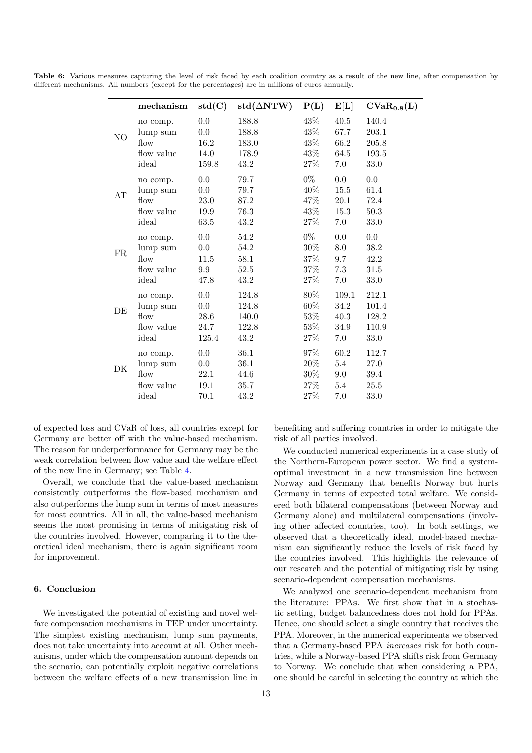**Table 6:** Various measures capturing the level of risk faced by each coalition country as a result of the new line, after compensation by different mechanisms. All numbers (except for the percentages) are in millions of euros annually.

| | mechanism | std(C) | std(ΔNTW) | P(L) | E[L] | $\text{CVaR}_{0.8}$(L) |
|---|---|---|---|---|---|---|
| NO | no comp. | 0.0 | 188.8 | 43% | 40.5 | 140.4 |
| | lump sum | 0.0 | 188.8 | 43% | 67.7 | 203.1 |
| | flow | 16.2 | 183.0 | 43% | 66.2 | 205.8 |
| | flow value | 14.0 | 178.9 | 43% | 64.5 | 193.5 |
| | ideal | 159.8 | 43.2 | 27% | 7.0 | 33.0 |
| AT | no comp. | 0.0 | 79.7 | 0% | 0.0 | 0.0 |
| | lump sum | 0.0 | 79.7 | 40% | 15.5 | 61.4 |
| | flow | 23.0 | 87.2 | 47% | 20.1 | 72.4 |
| | flow value | 19.9 | 76.3 | 43% | 15.3 | 50.3 |
| | ideal | 63.5 | 43.2 | 27% | 7.0 | 33.0 |
| FR | no comp. | 0.0 | 54.2 | 0% | 0.0 | 0.0 |
| | lump sum | 0.0 | 54.2 | 30% | 8.0 | 38.2 |
| | flow | 11.5 | 58.1 | 37% | 9.7 | 42.2 |
| | flow value | 9.9 | 52.5 | 37% | 7.3 | 31.5 |
| | ideal | 47.8 | 43.2 | 27% | 7.0 | 33.0 |
| DE | no comp. | 0.0 | 124.8 | 80% | 109.1 | 212.1 |
| | lump sum | 0.0 | 124.8 | 60% | 34.2 | 101.4 |
| | flow | 28.6 | 140.0 | 53% | 40.3 | 128.2 |
| | flow value | 24.7 | 122.8 | 53% | 34.9 | 110.9 |
| | ideal | 125.4 | 43.2 | 27% | 7.0 | 33.0 |
| DK | no comp. | 0.0 | 36.1 | 97% | 60.2 | 112.7 |
| | lump sum | 0.0 | 36.1 | 20% | 5.4 | 27.0 |
| | flow | 22.1 | 44.6 | 30% | 9.0 | 39.4 |
| | flow value | 19.1 | 35.7 | 27% | 5.4 | 25.5 |
| | ideal | 70.1 | 43.2 | 27% | 7.0 | 33.0 |

of expected loss and CVaR of loss, all countries except for Germany are better off with the value-based mechanism. The reason for underperformance for Germany may be the weak correlation between flow value and the welfare effect of the new line in Germany; see Table 4.

Overall, we conclude that the value-based mechanism consistently outperforms the flow-based mechanism and also outperforms the lump sum in terms of most measures for most countries. All in all, the value-based mechanism seems the most promising in terms of mitigating risk of the countries involved. However, comparing it to the theoretical ideal mechanism, there is again significant room for improvement.

## 6. Conclusion

We investigated the potential of existing and novel welfare compensation mechanisms in TEP under uncertainty. The simplest existing mechanism, lump sum payments, does not take uncertainty into account at all. Other mechanisms, under which the compensation amount depends on the scenario, can potentially exploit negative correlations between the welfare effects of a new transmission line in benefiting and suffering countries in order to mitigate the risk of all parties involved.

We conducted numerical experiments in a case study of the Northern-European power sector. We find a system-optimal investment in a new transmission line between Norway and Germany that benefits Norway but hurts Germany in terms of expected total welfare. We considered both bilateral compensations (between Norway and Germany alone) and multilateral compensations (involving other affected countries, too). In both settings, we observed that a theoretically ideal, model-based mechanism can significantly reduce the levels of risk faced by the countries involved. This highlights the relevance of our research and the potential of mitigating risk by using scenario-dependent compensation mechanisms.

We analyzed one scenario-dependent mechanism from the literature: PPAs. We first show that in a stochastic setting, budget balancedness does not hold for PPAs. Hence, one should select a single country that receives the PPA. Moreover, in the numerical experiments we observed that a Germany-based PPA *increases* risk for both countries, while a Norway-based PPA shifts risk from Germany to Norway. We conclude that when considering a PPA, one should be careful in selecting the country at which the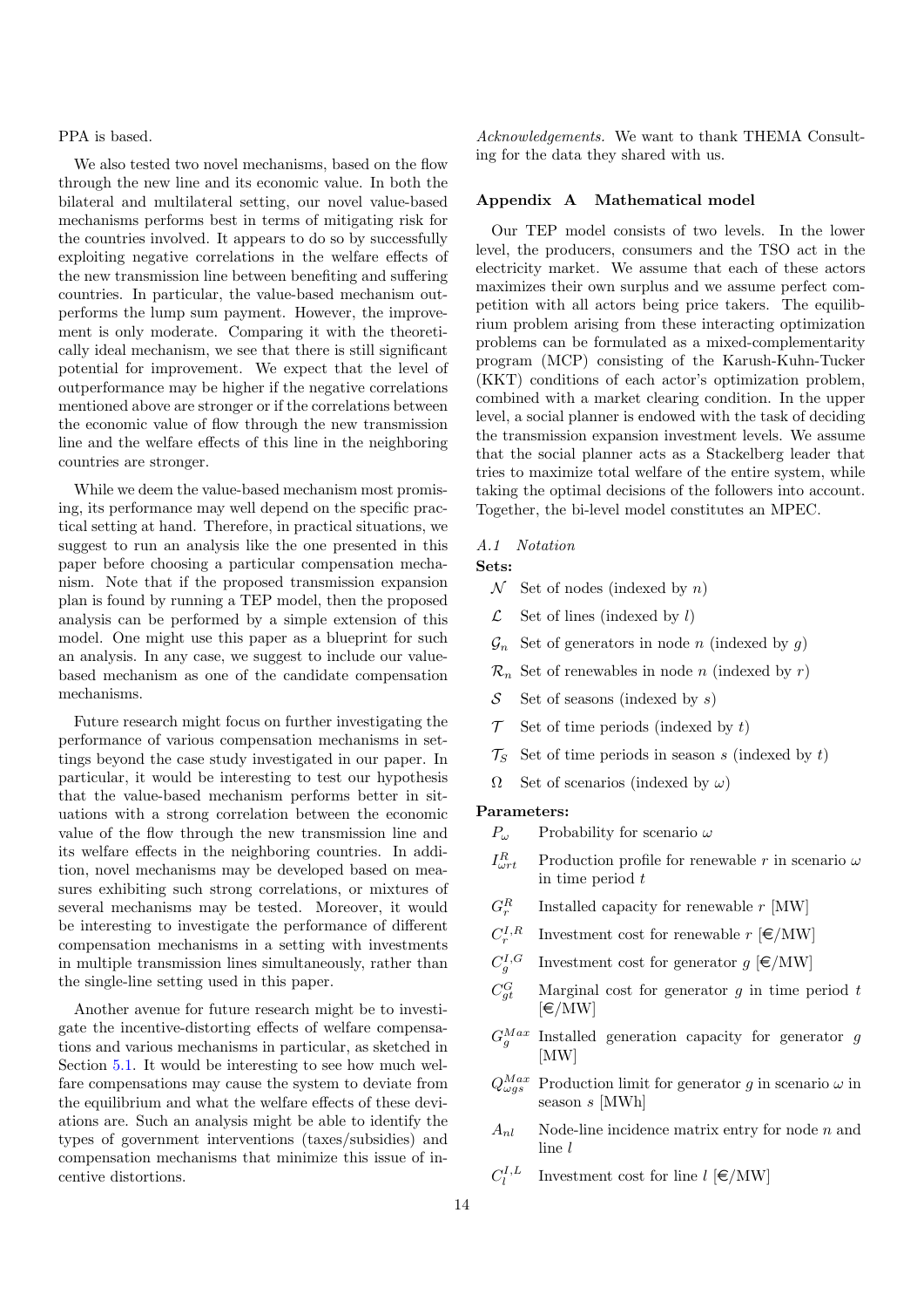PPA is based.

We also tested two novel mechanisms, based on the flow through the new line and its economic value. In both the bilateral and multilateral setting, our novel value-based mechanisms performs best in terms of mitigating risk for the countries involved. It appears to do so by successfully exploiting negative correlations in the welfare effects of the new transmission line between benefiting and suffering countries. In particular, the value-based mechanism outperforms the lump sum payment. However, the improvement is only moderate. Comparing it with the theoretically ideal mechanism, we see that there is still significant potential for improvement. We expect that the level of outperformance may be higher if the negative correlations mentioned above are stronger or if the correlations between the economic value of flow through the new transmission line and the welfare effects of this line in the neighboring countries are stronger.

While we deem the value-based mechanism most promising, its performance may well depend on the specific practical setting at hand. Therefore, in practical situations, we suggest to run an analysis like the one presented in this paper before choosing a particular compensation mechanism. Note that if the proposed transmission expansion plan is found by running a TEP model, then the proposed analysis can be performed by a simple extension of this model. One might use this paper as a blueprint for such an analysis. In any case, we suggest to include our value-based mechanism as one of the candidate compensation mechanisms.

Future research might focus on further investigating the performance of various compensation mechanisms in settings beyond the case study investigated in our paper. In particular, it would be interesting to test our hypothesis that the value-based mechanism performs better in situations with a strong correlation between the economic value of the flow through the new transmission line and its welfare effects in the neighboring countries. In addition, novel mechanisms may be developed based on measures exhibiting such strong correlations, or mixtures of several mechanisms may be tested. Moreover, it would be interesting to investigate the performance of different compensation mechanisms in a setting with investments in multiple transmission lines simultaneously, rather than the single-line setting used in this paper.

Another avenue for future research might be to investigate the incentive-distorting effects of welfare compensations and various mechanisms in particular, as sketched in Section 5.1. It would be interesting to see how much welfare compensations may cause the system to deviate from the equilibrium and what the welfare effects of these deviations are. Such an analysis might be able to identify the types of government interventions (taxes/subsidies) and compensation mechanisms that minimize this issue of incentive distortions.

*Acknowledgements.* We want to thank THEMA Consulting for the data they shared with us.

## Appendix A Mathematical model

Our TEP model consists of two levels. In the lower level, the producers, consumers and the TSO act in the electricity market. We assume that each of these actors maximizes their own surplus and we assume perfect competition with all actors being price takers. The equilibrium problem arising from these interacting optimization problems can be formulated as a mixed-complementarity program (MCP) consisting of the Karush-Kuhn-Tucker (KKT) conditions of each actor's optimization problem, combined with a market clearing condition. In the upper level, a social planner is endowed with the task of deciding the transmission expansion investment levels. We assume that the social planner acts as a Stackelberg leader that tries to maximize total welfare of the entire system, while taking the optimal decisions of the followers into account. Together, the bi-level model constitutes an MPEC.

### A.1 Notation

**Sets:**

- $\mathcal{N}$ Set of nodes (indexed by $n$)
- $\mathcal{L}$ Set of lines (indexed by $l$)
- $\mathcal{G}_n$ Set of generators in node $n$ (indexed by $g$)
- $\mathcal{R}_n$ Set of renewables in node $n$ (indexed by $r$)
- $\mathcal{S}$ Set of seasons (indexed by $s$)
- $\mathcal{T}$ Set of time periods (indexed by $t$)
- $\mathcal{T}_S$ Set of time periods in season $s$ (indexed by $t$)
- $\Omega$ Set of scenarios (indexed by $\omega$)

**Parameters:**

- $P_\omega$ Probability for scenario $\omega$
- $I^R_{\omega rt}$ Production profile for renewable $r$ in scenario $\omega$ in time period $t$
- $G^R_r$ Installed capacity for renewable $r$ [MW]
- $C^{I,R}_r$ Investment cost for renewable $r$ [€/MW]
- $C^{I,G}_g$ Investment cost for generator $g$ [€/MW]
- $C^G_{gt}$ Marginal cost for generator $g$ in time period $t$ [€/MW]
- $G^{Max}_g$ Installed generation capacity for generator $g$ [MW]
- $Q^{Max}_{\omega gs}$ Production limit for generator $g$ in scenario $\omega$ in season $s$ [MWh]
- $A_{nl}$ Node-line incidence matrix entry for node $n$ and line $l$
- $C^{I,L}_l$ Investment cost for line $l$ [€/MW]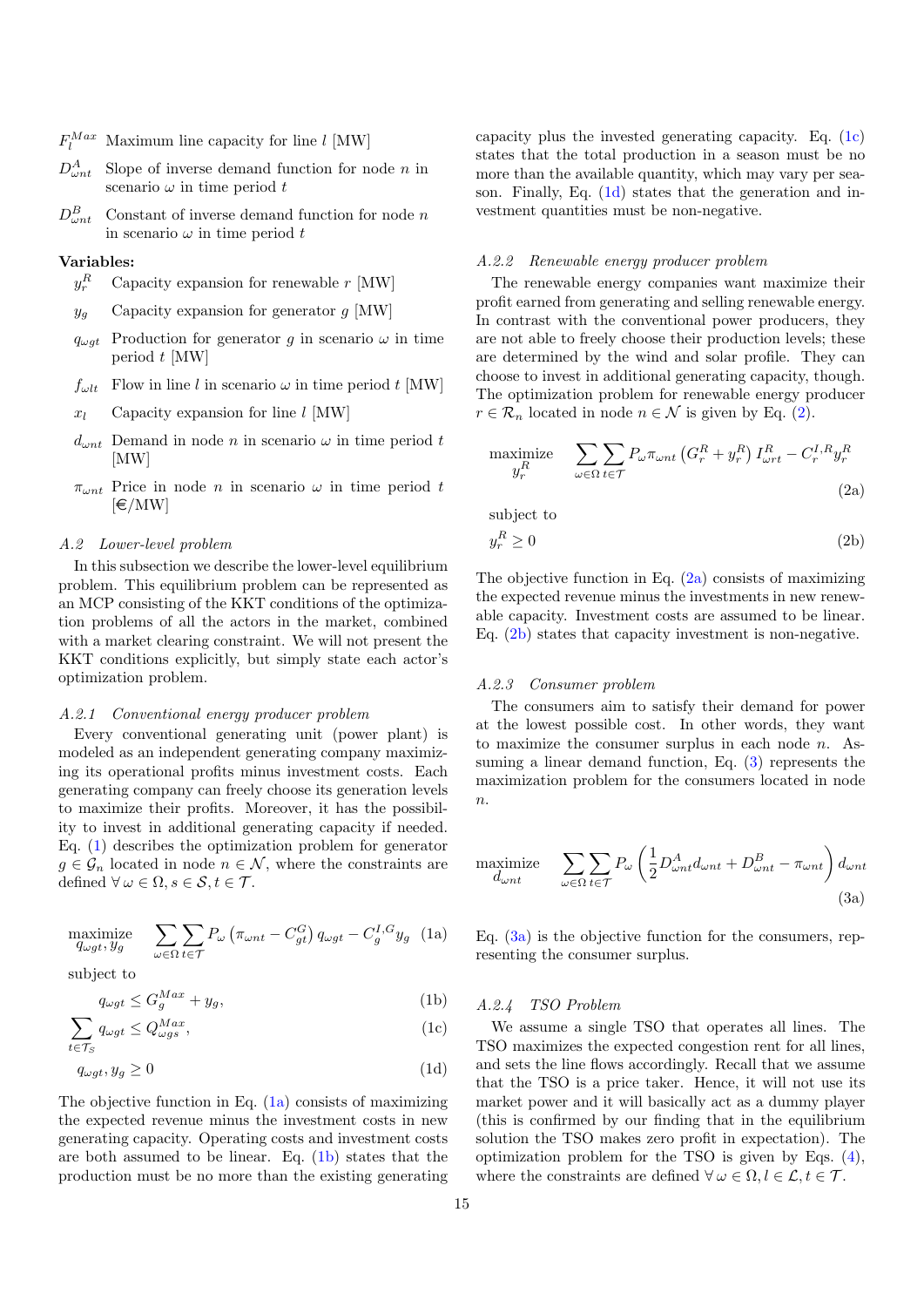$F_l^{Max}$ Maximum line capacity for line $l$ [MW]

$D^A_{\omega nt}$ Slope of inverse demand function for node $n$ in scenario $\omega$ in time period $t$

$D^B_{\omega nt}$ Constant of inverse demand function for node $n$ in scenario $\omega$ in time period $t$

**Variables:**

$y_r^R$ Capacity expansion for renewable $r$ [MW]

$y_g$ Capacity expansion for generator $g$ [MW]

$q_{\omega gt}$ Production for generator $g$ in scenario $\omega$ in time period $t$ [MW]

$f_{\omega lt}$ Flow in line $l$ in scenario $\omega$ in time period $t$ [MW]

$x_l$ Capacity expansion for line $l$ [MW]

$d_{\omega nt}$ Demand in node $n$ in scenario $\omega$ in time period $t$ [MW]

$\pi_{\omega nt}$ Price in node $n$ in scenario $\omega$ in time period $t$ [€/MW]

### A.2 Lower-level problem

In this subsection we describe the lower-level equilibrium problem. This equilibrium problem can be represented as an MCP consisting of the KKT conditions of the optimization problems of all the actors in the market, combined with a market clearing constraint. We will not present the KKT conditions explicitly, but simply state each actor's optimization problem.

#### A.2.1 Conventional energy producer problem

Every conventional generating unit (power plant) is modeled as an independent generating company maximizing its operational profits minus investment costs. Each generating company can freely choose its generation levels to maximize their profits. Moreover, it has the possibility to invest in additional generating capacity if needed. Eq. (1) describes the optimization problem for generator $g \in \mathcal{G}_n$ located in node $n \in \mathcal{N}$, where the constraints are defined $\forall\, \omega \in \Omega, s \in \mathcal{S}, t \in \mathcal{T}$.

$$\underset{q_{\omega gt},\, y_g}{\text{maximize}} \quad \sum_{\omega \in \Omega} \sum_{t \in \mathcal{T}} P_\omega \left(\pi_{\omega nt} - C^G_{gt}\right) q_{\omega gt} - C_g^{I,G} y_g \tag{1a}$$

subject to

$$q_{\omega gt} \leq G_g^{Max} + y_g, \tag{1b}$$

$$\sum_{t \in \mathcal{T}_S} q_{\omega gt} \leq Q^{Max}_{\omega gs}, \tag{1c}$$

$$q_{\omega gt}, y_g \geq 0 \tag{1d}$$

The objective function in Eq. (1a) consists of maximizing the expected revenue minus the investment costs in new generating capacity. Operating costs and investment costs are both assumed to be linear. Eq. (1b) states that the production must be no more than the existing generating capacity plus the invested generating capacity. Eq. (1c) states that the total production in a season must be no more than the available quantity, which may vary per season. Finally, Eq. (1d) states that the generation and investment quantities must be non-negative.

#### A.2.2 Renewable energy producer problem

The renewable energy companies want maximize their profit earned from generating and selling renewable energy. In contrast with the conventional power producers, they are not able to freely choose their production levels; these are determined by the wind and solar profile. They can choose to invest in additional generating capacity, though. The optimization problem for renewable energy producer $r \in \mathcal{R}_n$ located in node $n \in \mathcal{N}$ is given by Eq. (2).

$$\underset{y_r^R}{\text{maximize}} \quad \sum_{\omega \in \Omega} \sum_{t \in \mathcal{T}} P_\omega \pi_{\omega nt} \left(G_r^R + y_r^R\right) I^R_{\omega rt} - C_r^{I,R} y_r^R \tag{2a}$$

subject to

$$y_r^R \geq 0 \tag{2b}$$

The objective function in Eq. (2a) consists of maximizing the expected revenue minus the investments in new renewable capacity. Investment costs are assumed to be linear. Eq. (2b) states that capacity investment is non-negative.

#### A.2.3 Consumer problem

The consumers aim to satisfy their demand for power at the lowest possible cost. In other words, they want to maximize the consumer surplus in each node $n$. Assuming a linear demand function, Eq. (3) represents the maximization problem for the consumers located in node $n$.

$$\underset{d_{\omega nt}}{\text{maximize}} \quad \sum_{\omega \in \Omega} \sum_{t \in \mathcal{T}} P_\omega \left(\frac{1}{2} D^A_{\omega nt} d_{\omega nt} + D^B_{\omega nt} - \pi_{\omega nt}\right) d_{\omega nt} \tag{3a}$$

Eq. (3a) is the objective function for the consumers, representing the consumer surplus.

#### A.2.4 TSO Problem

We assume a single TSO that operates all lines. The TSO maximizes the expected congestion rent for all lines, and sets the line flows accordingly. Recall that we assume that the TSO is a price taker. Hence, it will not use its market power and it will basically act as a dummy player (this is confirmed by our finding that in the equilibrium solution the TSO makes zero profit in expectation). The optimization problem for the TSO is given by Eqs. (4), where the constraints are defined $\forall\, \omega \in \Omega, l \in \mathcal{L}, t \in \mathcal{T}$.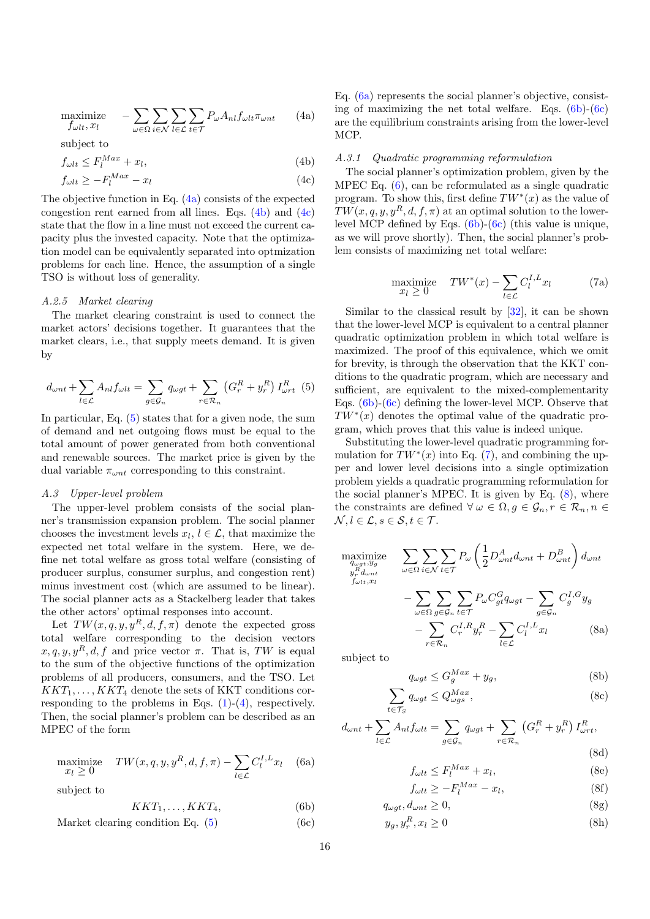$$\underset{f_{\omega lt},\, x_l}{\text{maximize}} \quad -\sum_{\omega\in\Omega}\sum_{i\in\mathcal{N}}\sum_{l\in\mathcal{L}}\sum_{t\in\mathcal{T}} P_\omega A_{nl} f_{\omega lt}\pi_{\omega nt} \tag{4a}$$

subject to

$$f_{\omega lt} \leq F_l^{Max} + x_l, \tag{4b}$$

$$f_{\omega lt} \geq -F_l^{Max} - x_l \tag{4c}$$

The objective function in Eq. (4a) consists of the expected congestion rent earned from all lines. Eqs. (4b) and (4c) state that the flow in a line must not exceed the current capacity plus the invested capacity. Note that the optimization model can be equivalently separated into optmization problems for each line. Hence, the assumption of a single TSO is without loss of generality.

#### A.2.5 Market clearing

The market clearing constraint is used to connect the market actors' decisions together. It guarantees that the market clears, i.e., that supply meets demand. It is given by

$$d_{\omega nt} + \sum_{l\in\mathcal{L}} A_{nl} f_{\omega lt} = \sum_{g\in\mathcal{G}_n} q_{\omega gt} + \sum_{r\in\mathcal{R}_n} \left(G_r^R + y_r^R\right) I_{\omega rt}^R \tag{5}$$

In particular, Eq. (5) states that for a given node, the sum of demand and net outgoing flows must be equal to the total amount of power generated from both conventional and renewable sources. The market price is given by the dual variable $\pi_{\omega nt}$ corresponding to this constraint.

### A.3 Upper-level problem

The upper-level problem consists of the social planner's transmission expansion problem. The social planner chooses the investment levels $x_l$, $l \in \mathcal{L}$, that maximize the expected net total welfare in the system. Here, we define net total welfare as gross total welfare (consisting of producer surplus, consumer surplus, and congestion rent) minus investment cost (which are assumed to be linear). The social planner acts as a Stackelberg leader that takes the other actors' optimal responses into account.

Let $TW(x, q, y, y^R, d, f, \pi)$ denote the expected gross total welfare corresponding to the decision vectors $x, q, y, y^R, d, f$ and price vector $\pi$. That is, $TW$ is equal to the sum of the objective functions of the optimization problems of all producers, consumers, and the TSO. Let $KKT_1, \ldots, KKT_4$ denote the sets of KKT conditions corresponding to the problems in Eqs. (1)-(4), respectively. Then, the social planner's problem can be described as an MPEC of the form

$$\underset{x_l \geq 0}{\text{maximize}} \quad TW(x, q, y, y^R, d, f, \pi) - \sum_{l\in\mathcal{L}} C_l^{I,L} x_l \tag{6a}$$

subject to

$$KKT_1, \ldots, KKT_4, \tag{6b}$$

$$\text{Market clearing condition Eq. (5)} \tag{6c}$$

Eq. (6a) represents the social planner's objective, consisting of maximizing the net total welfare. Eqs. (6b)-(6c) are the equilibrium constraints arising from the lower-level MCP.

#### A.3.1 Quadratic programming reformulation

The social planner's optimization problem, given by the MPEC Eq. (6), can be reformulated as a single quadratic program. To show this, first define $TW^*(x)$ as the value of $TW(x, q, y, y^R, d, f, \pi)$ at an optimal solution to the lower-level MCP defined by Eqs. (6b)-(6c) (this value is unique, as we will prove shortly). Then, the social planner's problem consists of maximizing net total welfare:

$$\underset{x_l \geq 0}{\text{maximize}} \quad TW^*(x) - \sum_{l\in\mathcal{L}} C_l^{I,L} x_l \tag{7a}$$

Similar to the classical result by [32], it can be shown that the lower-level MCP is equivalent to a central planner quadratic optimization problem in which total welfare is maximized. The proof of this equivalence, which we omit for brevity, is through the observation that the KKT conditions to the quadratic program, which are necessary and sufficient, are equivalent to the mixed-complementarity Eqs. (6b)-(6c) defining the lower-level MCP. Observe that $TW^*(x)$ denotes the optimal value of the quadratic program, which proves that this value is indeed unique.

Substituting the lower-level quadratic programming formulation for $TW^*(x)$ into Eq. (7), and combining the upper and lower level decisions into a single optimization problem yields a quadratic programming reformulation for the social planner's MPEC. It is given by Eq. (8), where the constraints are defined $\forall\, \omega \in \Omega, g \in \mathcal{G}_n, r \in \mathcal{R}_n, n \in \mathcal{N}, l \in \mathcal{L}, s \in \mathcal{S}, t \in \mathcal{T}$.

$$\begin{aligned}
\underset{\substack{q_{\omega gt}, y_g \\ y_r^R d_{\omega nt} \\ f_{\omega lt}, x_l}}{\text{maximize}} \quad & \sum_{\omega\in\Omega}\sum_{i\in\mathcal{N}}\sum_{t\in\mathcal{T}} P_\omega \left(\frac{1}{2} D_{\omega nt}^A d_{\omega nt} + D_{\omega nt}^B\right) d_{\omega nt} \\
& - \sum_{\omega\in\Omega}\sum_{g\in\mathcal{G}_n}\sum_{t\in\mathcal{T}} P_\omega C_{gt}^G q_{\omega gt} - \sum_{g\in\mathcal{G}_n} C_g^{I,G} y_g \\
& - \sum_{r\in\mathcal{R}_n} C_r^{I,R} y_r^R - \sum_{l\in\mathcal{L}} C_l^{I,L} x_l
\end{aligned} \tag{8a}$$

subject to

$$q_{\omega gt} \leq G_g^{Max} + y_g, \tag{8b}$$

$$\sum_{t\in\mathcal{T}_S} q_{\omega gt} \leq Q_{\omega gs}^{Max}, \tag{8c}$$

$$d_{\omega nt} + \sum_{l\in\mathcal{L}} A_{nl} f_{\omega lt} = \sum_{g\in\mathcal{G}_n} q_{\omega gt} + \sum_{r\in\mathcal{R}_n} \left(G_r^R + y_r^R\right) I_{\omega rt}^R, \tag{8d}$$

$$f_{\omega lt} \leq F_l^{Max} + x_l, \tag{8e}$$

$$f_{\omega lt} \geq -F_l^{Max} - x_l, \tag{8f}$$

$$q_{\omega gt}, d_{\omega nt} \geq 0, \tag{8g}$$

$$y_g, y_r^R, x_l \geq 0 \tag{8h}$$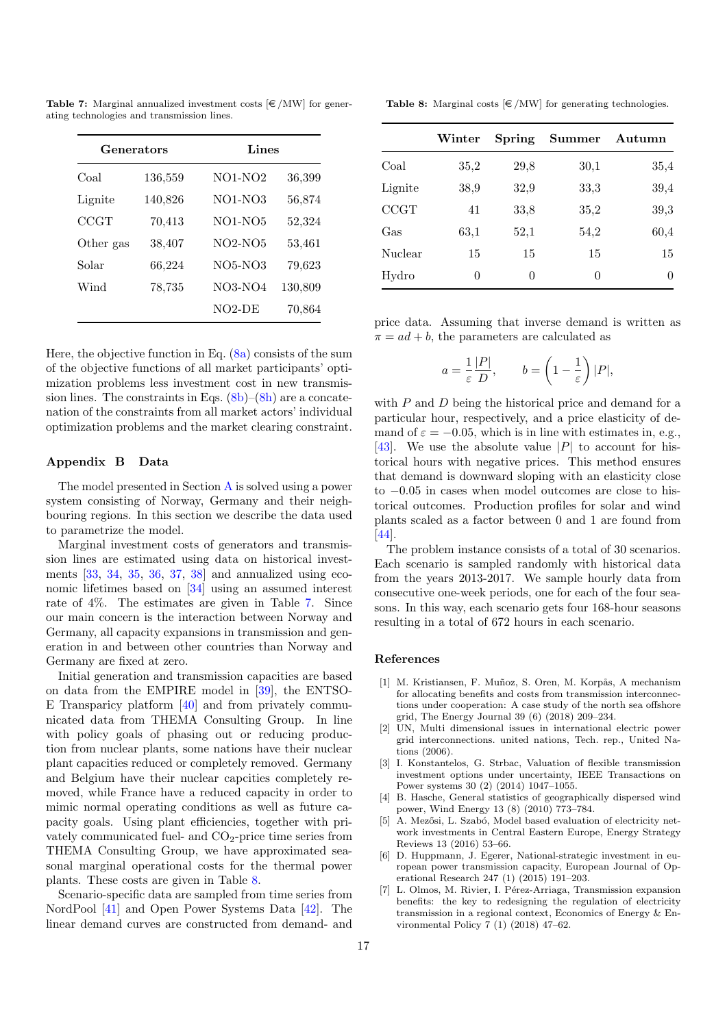**Table 7:** Marginal annualized investment costs [€/MW] for generating technologies and transmission lines.

| Generators | | Lines | |
|---|---|---|---|
| Coal | 136,559 | NO1-NO2 | 36,399 |
| Lignite | 140,826 | NO1-NO3 | 56,874 |
| CCGT | 70,413 | NO1-NO5 | 52,324 |
| Other gas | 38,407 | NO2-NO5 | 53,461 |
| Solar | 66,224 | NO5-NO3 | 79,623 |
| Wind | 78,735 | NO3-NO4 | 130,809 |
| | | NO2-DE | 70,864 |

Here, the objective function in Eq. (8a) consists of the sum of the objective functions of all market participants' optimization problems less investment cost in new transmission lines. The constraints in Eqs. (8b)–(8h) are a concatenation of the constraints from all market actors' individual optimization problems and the market clearing constraint.

## Appendix B Data

The model presented in Section A is solved using a power system consisting of Norway, Germany and their neighbouring regions. In this section we describe the data used to parametrize the model.

Marginal investment costs of generators and transmission lines are estimated using data on historical investments [33, 34, 35, 36, 37, 38] and annualized using economic lifetimes based on [34] using an assumed interest rate of 4%. The estimates are given in Table 7. Since our main concern is the interaction between Norway and Germany, all capacity expansions in transmission and generation in and between other countries than Norway and Germany are fixed at zero.

Initial generation and transmission capacities are based on data from the EMPIRE model in [39], the ENTSO-E Transparicy platform [40] and from privately communicated data from THEMA Consulting Group. In line with policy goals of phasing out or reducing production from nuclear plants, some nations have their nuclear plant capacities reduced or completely removed. Germany and Belgium have their nuclear capcities completely removed, while France have a reduced capacity in order to mimic normal operating conditions as well as future capacity goals. Using plant efficiencies, together with privately communicated fuel- and $CO_2$-price time series from THEMA Consulting Group, we have approximated seasonal marginal operational costs for the thermal power plants. These costs are given in Table 8.

Scenario-specific data are sampled from time series from NordPool [41] and Open Power Systems Data [42]. The linear demand curves are constructed from demand- and price data. Assuming that inverse demand is written as $\pi = ad + b$, the parameters are calculated as

$$a = \frac{1}{\varepsilon}\frac{|P|}{D}, \qquad b = \left(1 - \frac{1}{\varepsilon}\right)|P|,$$

with $P$ and $D$ being the historical price and demand for a particular hour, respectively, and a price elasticity of demand of $\varepsilon = -0.05$, which is in line with estimates in, e.g., [43]. We use the absolute value $|P|$ to account for historical hours with negative prices. This method ensures that demand is downward sloping with an elasticity close to $-0.05$ in cases when model outcomes are close to historical outcomes. Production profiles for solar and wind plants scaled as a factor between 0 and 1 are found from [44].

The problem instance consists of a total of 30 scenarios. Each scenario is sampled randomly with historical data from the years 2013-2017. We sample hourly data from consecutive one-week periods, one for each of the four seasons. In this way, each scenario gets four 168-hour seasons resulting in a total of 672 hours in each scenario.

**Table 8:** Marginal costs [€/MW] for generating technologies.

| | Winter | Spring | Summer | Autumn |
|---|---|---|---|---|
| Coal | 35,2 | 29,8 | 30,1 | 35,4 |
| Lignite | 38,9 | 32,9 | 33,3 | 39,4 |
| CCGT | 41 | 33,8 | 35,2 | 39,3 |
| Gas | 63,1 | 52,1 | 54,2 | 60,4 |
| Nuclear | 15 | 15 | 15 | 15 |
| Hydro | 0 | 0 | 0 | 0 |

## References

[1] M. Kristiansen, F. Muñoz, S. Oren, M. Korpås, A mechanism for allocating benefits and costs from transmission interconnections under cooperation: A case study of the north sea offshore grid, The Energy Journal 39 (6) (2018) 209–234.

[2] UN, Multi dimensional issues in international electric power grid interconnections. united nations, Tech. rep., United Nations (2006).

[3] I. Konstantelos, G. Strbac, Valuation of flexible transmission investment options under uncertainty, IEEE Transactions on Power systems 30 (2) (2014) 1047–1055.

[4] B. Hasche, General statistics of geographically dispersed wind power, Wind Energy 13 (8) (2010) 773–784.

[5] A. Mezősi, L. Szabó, Model based evaluation of electricity network investments in Central Eastern Europe, Energy Strategy Reviews 13 (2016) 53–66.

[6] D. Huppmann, J. Egerer, National-strategic investment in european power transmission capacity, European Journal of Operational Research 247 (1) (2015) 191–203.

[7] L. Olmos, M. Rivier, I. Pérez-Arriaga, Transmission expansion benefits: the key to redesigning the regulation of electricity transmission in a regional context, Economics of Energy & Environmental Policy 7 (1) (2018) 47–62.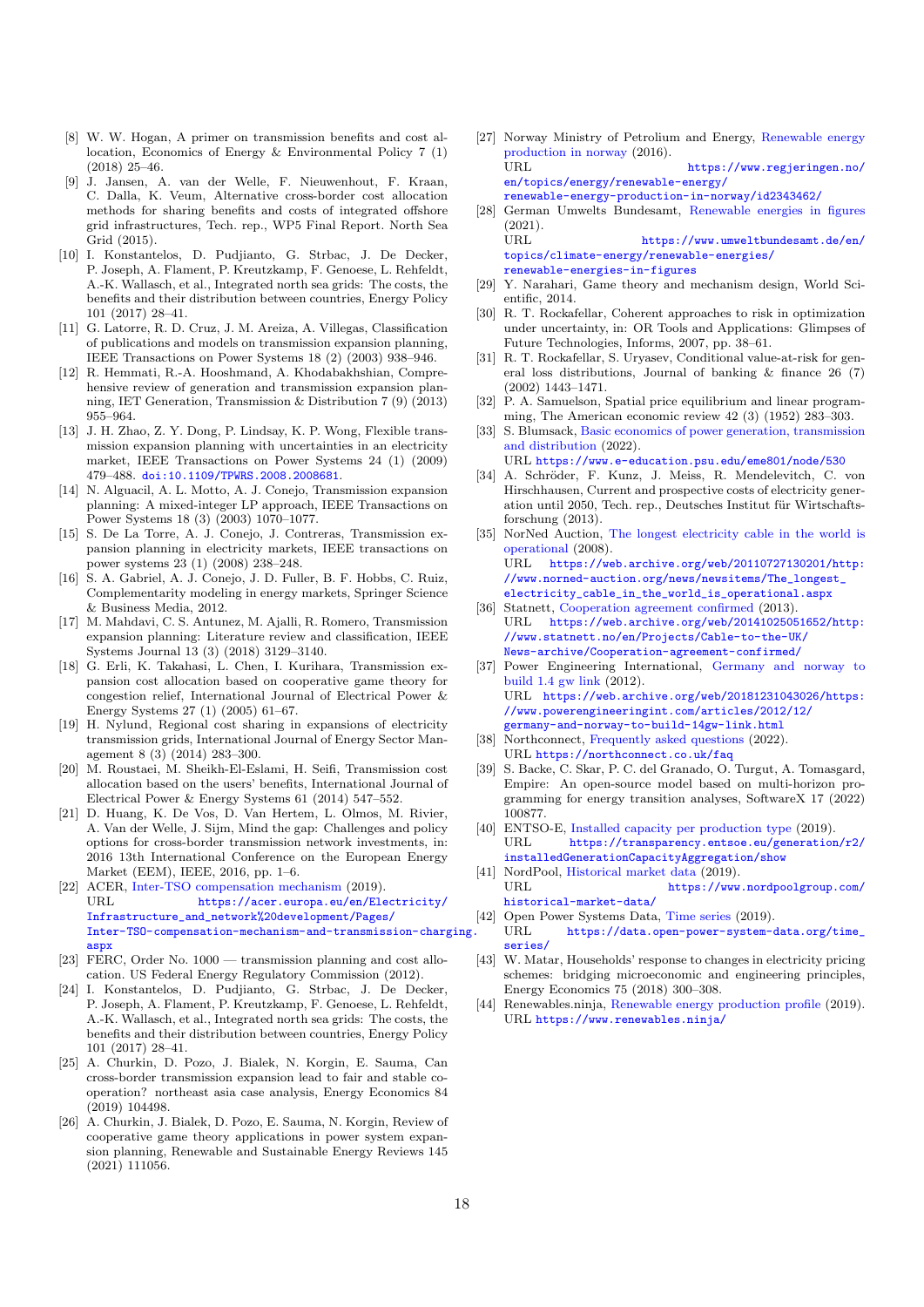[8] W. W. Hogan, A primer on transmission benefits and cost allocation, Economics of Energy & Environmental Policy 7 (1) (2018) 25–46.

[9] J. Jansen, A. van der Welle, F. Nieuwenhout, F. Kraan, C. Dalla, K. Veum, Alternative cross-border cost allocation methods for sharing benefits and costs of integrated offshore grid infrastructures, Tech. rep., WP5 Final Report. North Sea Grid (2015).

[10] I. Konstantelos, D. Pudjianto, G. Strbac, J. De Decker, P. Joseph, A. Flament, P. Kreutzkamp, F. Genoese, L. Rehfeldt, A.-K. Wallasch, et al., Integrated north sea grids: The costs, the benefits and their distribution between countries, Energy Policy 101 (2017) 28–41.

[11] G. Latorre, R. D. Cruz, J. M. Areiza, A. Villegas, Classification of publications and models on transmission expansion planning, IEEE Transactions on Power Systems 18 (2) (2003) 938–946.

[12] R. Hemmati, R.-A. Hooshmand, A. Khodabakhshian, Comprehensive review of generation and transmission expansion planning, IET Generation, Transmission & Distribution 7 (9) (2013) 955–964.

[13] J. H. Zhao, Z. Y. Dong, P. Lindsay, K. P. Wong, Flexible transmission expansion planning with uncertainties in an electricity market, IEEE Transactions on Power Systems 24 (1) (2009) 479–488. doi:10.1109/TPWRS.2008.2008681.

[14] N. Alguacil, A. L. Motto, A. J. Conejo, Transmission expansion planning: A mixed-integer LP approach, IEEE Transactions on Power Systems 18 (3) (2003) 1070–1077.

[15] S. De La Torre, A. J. Conejo, J. Contreras, Transmission expansion planning in electricity markets, IEEE transactions on power systems 23 (1) (2008) 238–248.

[16] S. A. Gabriel, A. J. Conejo, J. D. Fuller, B. F. Hobbs, C. Ruiz, Complementarity modeling in energy markets, Springer Science & Business Media, 2012.

[17] M. Mahdavi, C. S. Antunez, M. Ajalli, R. Romero, Transmission expansion planning: Literature review and classification, IEEE Systems Journal 13 (3) (2018) 3129–3140.

[18] G. Erli, K. Takahasi, L. Chen, I. Kurihara, Transmission expansion cost allocation based on cooperative game theory for congestion relief, International Journal of Electrical Power & Energy Systems 27 (1) (2005) 61–67.

[19] H. Nylund, Regional cost sharing in expansions of electricity transmission grids, International Journal of Energy Sector Management 8 (3) (2014) 283–300.

[20] M. Roustaei, M. Sheikh-El-Eslami, H. Seifi, Transmission cost allocation based on the users' benefits, International Journal of Electrical Power & Energy Systems 61 (2014) 547–552.

[21] D. Huang, K. De Vos, D. Van Hertem, L. Olmos, M. Rivier, A. Van der Welle, J. Sijm, Mind the gap: Challenges and policy options for cross-border transmission network investments, in: 2016 13th International Conference on the European Energy Market (EEM), IEEE, 2016, pp. 1–6.

[22] ACER, Inter-TSO compensation mechanism (2019).
URL https://acer.europa.eu/en/Electricity/Infrastructure_and_network%20development/Pages/Inter-TSO-compensation-mechanism-and-transmission-charging.aspx

[23] FERC, Order No. 1000 — transmission planning and cost allocation. US Federal Energy Regulatory Commission (2012).

[24] I. Konstantelos, D. Pudjianto, G. Strbac, J. De Decker, P. Joseph, A. Flament, P. Kreutzkamp, F. Genoese, L. Rehfeldt, A.-K. Wallasch, et al., Integrated north sea grids: The costs, the benefits and their distribution between countries, Energy Policy 101 (2017) 28–41.

[25] A. Churkin, D. Pozo, J. Bialek, N. Korgin, E. Sauma, Can cross-border transmission expansion lead to fair and stable cooperation? northeast asia case analysis, Energy Economics 84 (2019) 104498.

[26] A. Churkin, J. Bialek, D. Pozo, E. Sauma, N. Korgin, Review of cooperative game theory applications in power system expansion planning, Renewable and Sustainable Energy Reviews 145 (2021) 111056.

[27] Norway Ministry of Petrolium and Energy, Renewable energy production in norway (2016).
URL https://www.regjeringen.no/en/topics/energy/renewable-energy/renewable-energy-production-in-norway/id2343462/

[28] German Umwelts Bundesamt, Renewable energies in figures (2021).
URL https://www.umweltbundesamt.de/en/topics/climate-energy/renewable-energies/renewable-energies-in-figures

[29] Y. Narahari, Game theory and mechanism design, World Scientific, 2014.

[30] R. T. Rockafellar, Coherent approaches to risk in optimization under uncertainty, in: OR Tools and Applications: Glimpses of Future Technologies, Informs, 2007, pp. 38–61.

[31] R. T. Rockafellar, S. Uryasev, Conditional value-at-risk for general loss distributions, Journal of banking & finance 26 (7) (2002) 1443–1471.

[32] P. A. Samuelson, Spatial price equilibrium and linear programming, The American economic review 42 (3) (1952) 283–303.

[33] S. Blumsack, Basic economics of power generation, transmission and distribution (2022).
URL https://www.e-education.psu.edu/eme801/node/530

[34] A. Schröder, F. Kunz, J. Meiss, R. Mendelevitch, C. von Hirschhausen, Current and prospective costs of electricity generation until 2050, Tech. rep., Deutsches Institut für Wirtschaftsforschung (2013).

[35] NorNed Auction, The longest electricity cable in the world is operational (2008).
URL https://web.archive.org/web/20110727130201/http://www.norned-auction.org/news/newsitems/The_longest_electricity_cable_in_the_world_is_operational.aspx

[36] Statnett, Cooperation agreement confirmed (2013).
URL https://web.archive.org/web/20141025051652/http://www.statnett.no/en/Projects/Cable-to-the-UK/News-archive/Cooperation-agreement-confirmed/

[37] Power Engineering International, Germany and norway to build 1.4 gw link (2012).
URL https://web.archive.org/web/20181231043026/https://www.powerengineeringint.com/articles/2012/12/germany-and-norway-to-build-14gw-link.html

[38] Northconnect, Frequently asked questions (2022).
URL https://northconnect.co.uk/faq

[39] S. Backe, C. Skar, P. C. del Granado, O. Turgut, A. Tomasgard, Empire: An open-source model based on multi-horizon programming for energy transition analyses, SoftwareX 17 (2022) 100877.

[40] ENTSO-E, Installed capacity per production type (2019).
URL https://transparency.entsoe.eu/generation/r2/installedGenerationCapacityAggregation/show

[41] NordPool, Historical market data (2019).
URL https://www.nordpoolgroup.com/historical-market-data/

[42] Open Power Systems Data, Time series (2019).
URL https://data.open-power-system-data.org/time_series/

[43] W. Matar, Households' response to changes in electricity pricing schemes: bridging microeconomic and engineering principles, Energy Economics 75 (2018) 300–308.

[44] Renewables.ninja, Renewable energy production profile (2019).
URL https://www.renewables.ninja/